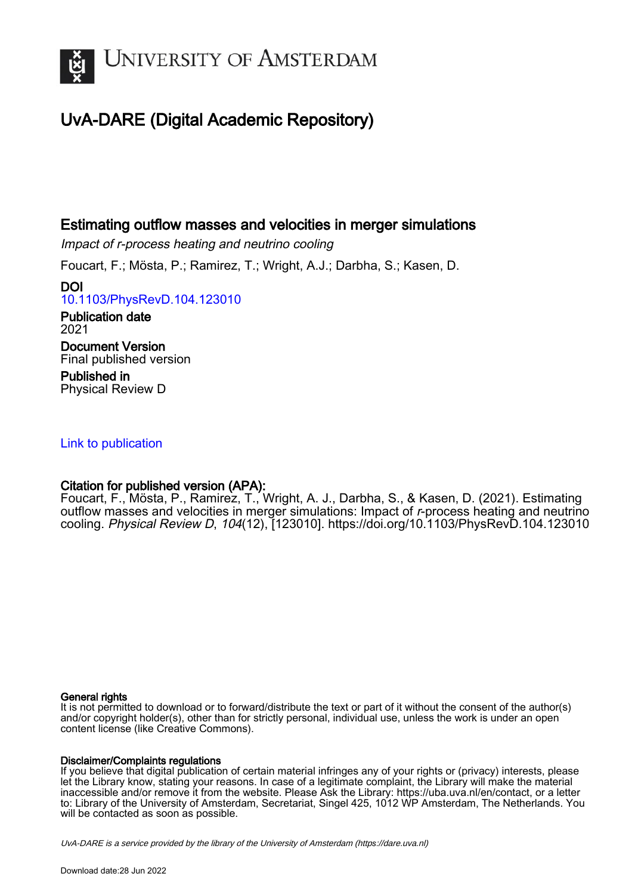UNIVERSITY OF AMSTERDAM

# UvA-DARE (Digital Academic Repository)

## Estimating outflow masses and velocities in merger simulations

*Impact of r-process heating and neutrino cooling*

Foucart, F.; Mösta, P.; Ramirez, T.; Wright, A.J.; Darbha, S.; Kasen, D.

**DOI**
10.1103/PhysRevD.104.123010

**Publication date**
2021

**Document Version**
Final published version

**Published in**
Physical Review D

Link to publication

**Citation for published version (APA):**
Foucart, F., Mösta, P., Ramirez, T., Wright, A. J., Darbha, S., & Kasen, D. (2021). Estimating outflow masses and velocities in merger simulations: Impact of *r*-process heating and neutrino cooling. *Physical Review D*, *104*(12), [123010]. https://doi.org/10.1103/PhysRevD.104.123010

**General rights**
It is not permitted to download or to forward/distribute the text or part of it without the consent of the author(s) and/or copyright holder(s), other than for strictly personal, individual use, unless the work is under an open content license (like Creative Commons).

**Disclaimer/Complaints regulations**
If you believe that digital publication of certain material infringes any of your rights or (privacy) interests, please let the Library know, stating your reasons. In case of a legitimate complaint, the Library will make the material inaccessible and/or remove it from the website. Please Ask the Library: https://uba.uva.nl/en/contact, or a letter to: Library of the University of Amsterdam, Secretariat, Singel 425, 1012 WP Amsterdam, The Netherlands. You will be contacted as soon as possible.

*UvA-DARE is a service provided by the library of the University of Amsterdam (https://dare.uva.nl)*

Download date:28 Jun 2022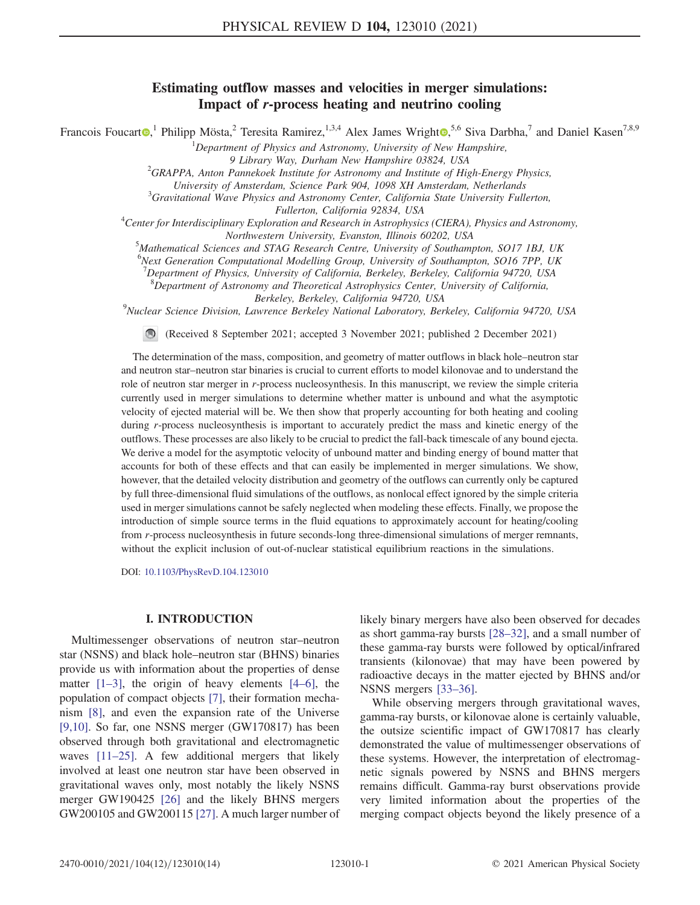# Estimating outflow masses and velocities in merger simulations: Impact of r-process heating and neutrino cooling

Francois Foucart[1], Philipp Mösta[2], Teresita Ramirez[1,3,4], Alex James Wright[5,6], Siva Darbha[7], and Daniel Kasen[7,8,9]

[1]Department of Physics and Astronomy, University of New Hampshire, 9 Library Way, Durham New Hampshire 03824, USA

[2]GRAPPA, Anton Pannekoek Institute for Astronomy and Institute of High-Energy Physics, University of Amsterdam, Science Park 904, 1098 XH Amsterdam, Netherlands

[3]Gravitational Wave Physics and Astronomy Center, California State University Fullerton, Fullerton, California 92834, USA

[4]Center for Interdisciplinary Exploration and Research in Astrophysics (CIERA), Physics and Astronomy, Northwestern University, Evanston, Illinois 60202, USA

[5]Mathematical Sciences and STAG Research Centre, University of Southampton, SO17 1BJ, UK

[6]Next Generation Computational Modelling Group, University of Southampton, SO16 7PP, UK

[7]Department of Physics, University of California, Berkeley, Berkeley, California 94720, USA

[8]Department of Astronomy and Theoretical Astrophysics Center, University of California, Berkeley, Berkeley, California 94720, USA

[9]Nuclear Science Division, Lawrence Berkeley National Laboratory, Berkeley, California 94720, USA

(Received 8 September 2021; accepted 3 November 2021; published 2 December 2021)

The determination of the mass, composition, and geometry of matter outflows in black hole–neutron star and neutron star–neutron star binaries is crucial to current efforts to model kilonovae and to understand the role of neutron star merger in *r*-process nucleosynthesis. In this manuscript, we review the simple criteria currently used in merger simulations to determine whether matter is unbound and what the asymptotic velocity of ejected material will be. We then show that properly accounting for both heating and cooling during *r*-process nucleosynthesis is important to accurately predict the mass and kinetic energy of the outflows. These processes are also likely to be crucial to predict the fall-back timescale of any bound ejecta. We derive a model for the asymptotic velocity of unbound matter and binding energy of bound matter that accounts for both of these effects and that can easily be implemented in merger simulations. We show, however, that the detailed velocity distribution and geometry of the outflows can currently only be captured by full three-dimensional fluid simulations of the outflows, as nonlocal effect ignored by the simple criteria used in merger simulations cannot be safely neglected when modeling these effects. Finally, we propose the introduction of simple source terms in the fluid equations to approximately account for heating/cooling from *r*-process nucleosynthesis in future seconds-long three-dimensional simulations of merger remnants, without the explicit inclusion of out-of-nuclear statistical equilibrium reactions in the simulations.

DOI: 10.1103/PhysRevD.104.123010

## I. INTRODUCTION

Multimessenger observations of neutron star–neutron star (NSNS) and black hole–neutron star (BHNS) binaries provide us with information about the properties of dense matter [1–3], the origin of heavy elements [4–6], the population of compact objects [7], their formation mechanism [8], and even the expansion rate of the Universe [9,10]. So far, one NSNS merger (GW170817) has been observed through both gravitational and electromagnetic waves [11–25]. A few additional mergers that likely involved at least one neutron star have been observed in gravitational waves only, most notably the likely NSNS merger GW190425 [26] and the likely BHNS mergers GW200105 and GW200115 [27]. A much larger number of likely binary mergers have also been observed for decades as short gamma-ray bursts [28–32], and a small number of these gamma-ray bursts were followed by optical/infrared transients (kilonovae) that may have been powered by radioactive decays in the matter ejected by BHNS and/or NSNS mergers [33–36].

While observing mergers through gravitational waves, gamma-ray bursts, or kilonovae alone is certainly valuable, the outsize scientific impact of GW170817 has clearly demonstrated the value of multimessenger observations of these systems. However, the interpretation of electromagnetic signals powered by NSNS and BHNS mergers remains difficult. Gamma-ray burst observations provide very limited information about the properties of the merging compact objects beyond the likely presence of a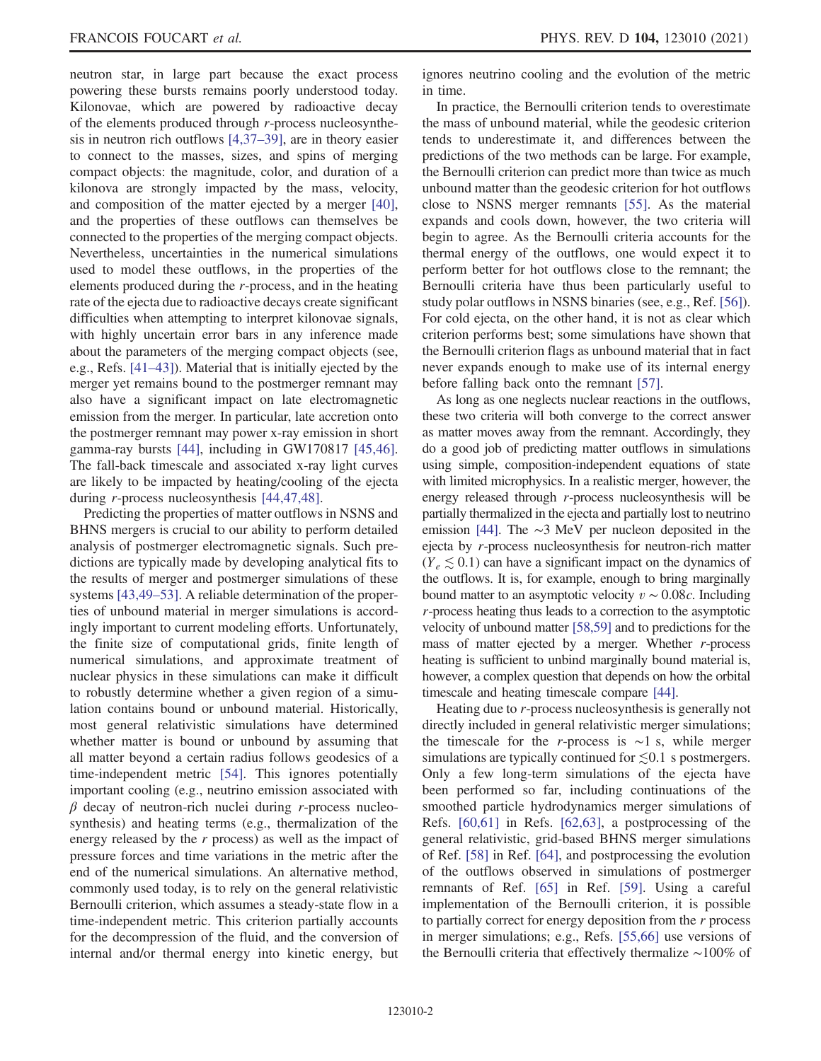neutron star, in large part because the exact process powering these bursts remains poorly understood today. Kilonovae, which are powered by radioactive decay of the elements produced through $r$-process nucleosynthesis in neutron rich outflows [4,37–39], are in theory easier to connect to the masses, sizes, and spins of merging compact objects: the magnitude, color, and duration of a kilonova are strongly impacted by the mass, velocity, and composition of the matter ejected by a merger [40], and the properties of these outflows can themselves be connected to the properties of the merging compact objects. Nevertheless, uncertainties in the numerical simulations used to model these outflows, in the properties of the elements produced during the $r$-process, and in the heating rate of the ejecta due to radioactive decays create significant difficulties when attempting to interpret kilonovae signals, with highly uncertain error bars in any inference made about the parameters of the merging compact objects (see, e.g., Refs. [41–43]). Material that is initially ejected by the merger yet remains bound to the postmerger remnant may also have a significant impact on late electromagnetic emission from the merger. In particular, late accretion onto the postmerger remnant may power x-ray emission in short gamma-ray bursts [44], including in GW170817 [45,46]. The fall-back timescale and associated x-ray light curves are likely to be impacted by heating/cooling of the ejecta during $r$-process nucleosynthesis [44,47,48].

Predicting the properties of matter outflows in NSNS and BHNS mergers is crucial to our ability to perform detailed analysis of postmerger electromagnetic signals. Such predictions are typically made by developing analytical fits to the results of merger and postmerger simulations of these systems [43,49–53]. A reliable determination of the properties of unbound material in merger simulations is accordingly important to current modeling efforts. Unfortunately, the finite size of computational grids, finite length of numerical simulations, and approximate treatment of nuclear physics in these simulations can make it difficult to robustly determine whether a given region of a simulation contains bound or unbound material. Historically, most general relativistic simulations have determined whether matter is bound or unbound by assuming that all matter beyond a certain radius follows geodesics of a time-independent metric [54]. This ignores potentially important cooling (e.g., neutrino emission associated with $\beta$ decay of neutron-rich nuclei during $r$-process nucleosynthesis) and heating terms (e.g., thermalization of the energy released by the $r$ process) as well as the impact of pressure forces and time variations in the metric after the end of the numerical simulations. An alternative method, commonly used today, is to rely on the general relativistic Bernoulli criterion, which assumes a steady-state flow in a time-independent metric. This criterion partially accounts for the decompression of the fluid, and the conversion of internal and/or thermal energy into kinetic energy, but ignores neutrino cooling and the evolution of the metric in time.

In practice, the Bernoulli criterion tends to overestimate the mass of unbound material, while the geodesic criterion tends to underestimate it, and differences between the predictions of the two methods can be large. For example, the Bernoulli criterion can predict more than twice as much unbound matter than the geodesic criterion for hot outflows close to NSNS merger remnants [55]. As the material expands and cools down, however, the two criteria will begin to agree. As the Bernoulli criteria accounts for the thermal energy of the outflows, one would expect it to perform better for hot outflows close to the remnant; the Bernoulli criteria have thus been particularly useful to study polar outflows in NSNS binaries (see, e.g., Ref. [56]). For cold ejecta, on the other hand, it is not as clear which criterion performs best; some simulations have shown that the Bernoulli criterion flags as unbound material that in fact never expands enough to make use of its internal energy before falling back onto the remnant [57].

As long as one neglects nuclear reactions in the outflows, these two criteria will both converge to the correct answer as matter moves away from the remnant. Accordingly, they do a good job of predicting matter outflows in simulations using simple, composition-independent equations of state with limited microphysics. In a realistic merger, however, the energy released through $r$-process nucleosynthesis will be partially thermalized in the ejecta and partially lost to neutrino emission [44]. The $\sim$3 MeV per nucleon deposited in the ejecta by $r$-process nucleosynthesis for neutron-rich matter ($Y_e \lesssim 0.1$) can have a significant impact on the dynamics of the outflows. It is, for example, enough to bring marginally bound matter to an asymptotic velocity $v \sim 0.08c$. Including $r$-process heating thus leads to a correction to the asymptotic velocity of unbound matter [58,59] and to predictions for the mass of matter ejected by a merger. Whether $r$-process heating is sufficient to unbind marginally bound material is, however, a complex question that depends on how the orbital timescale and heating timescale compare [44].

Heating due to $r$-process nucleosynthesis is generally not directly included in general relativistic merger simulations; the timescale for the $r$-process is $\sim$1 s, while merger simulations are typically continued for $\lesssim$0.1 s postmergers. Only a few long-term simulations of the ejecta have been performed so far, including continuations of the smoothed particle hydrodynamics merger simulations of Refs. [60,61] in Refs. [62,63], a postprocessing of the general relativistic, grid-based BHNS merger simulations of Ref. [58] in Ref. [64], and postprocessing the evolution of the outflows observed in simulations of postmerger remnants of Ref. [65] in Ref. [59]. Using a careful implementation of the Bernoulli criterion, it is possible to partially correct for energy deposition from the $r$ process in merger simulations; e.g., Refs. [55,66] use versions of the Bernoulli criteria that effectively thermalize $\sim$100% of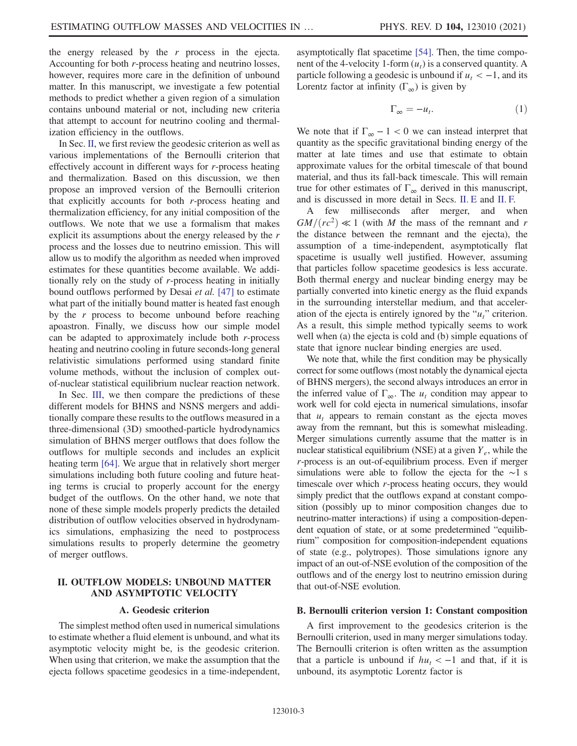the energy released by the $r$ process in the ejecta. Accounting for both $r$-process heating and neutrino losses, however, requires more care in the definition of unbound matter. In this manuscript, we investigate a few potential methods to predict whether a given region of a simulation contains unbound material or not, including new criteria that attempt to account for neutrino cooling and thermalization efficiency in the outflows.

In Sec. II, we first review the geodesic criterion as well as various implementations of the Bernoulli criterion that effectively account in different ways for $r$-process heating and thermalization. Based on this discussion, we then propose an improved version of the Bernoulli criterion that explicitly accounts for both $r$-process heating and thermalization efficiency, for any initial composition of the outflows. We note that we use a formalism that makes explicit its assumptions about the energy released by the $r$ process and the losses due to neutrino emission. This will allow us to modify the algorithm as needed when improved estimates for these quantities become available. We additionally rely on the study of $r$-process heating in initially bound outflows performed by Desai *et al.* [47] to estimate what part of the initially bound matter is heated fast enough by the $r$ process to become unbound before reaching apoastron. Finally, we discuss how our simple model can be adapted to approximately include both $r$-process heating and neutrino cooling in future seconds-long general relativistic simulations performed using standard finite volume methods, without the inclusion of complex out-of-nuclear statistical equilibrium nuclear reaction network.

In Sec. III, we then compare the predictions of these different models for BHNS and NSNS mergers and additionally compare these results to the outflows measured in a three-dimensional (3D) smoothed-particle hydrodynamics simulation of BHNS merger outflows that does follow the outflows for multiple seconds and includes an explicit heating term [64]. We argue that in relatively short merger simulations including both future cooling and future heating terms is crucial to properly account for the energy budget of the outflows. On the other hand, we note that none of these simple models properly predicts the detailed distribution of outflow velocities observed in hydrodynamics simulations, emphasizing the need to postprocess simulations results to properly determine the geometry of merger outflows.

## II. OUTFLOW MODELS: UNBOUND MATTER AND ASYMPTOTIC VELOCITY

### A. Geodesic criterion

The simplest method often used in numerical simulations to estimate whether a fluid element is unbound, and what its asymptotic velocity might be, is the geodesic criterion. When using that criterion, we make the assumption that the ejecta follows spacetime geodesics in a time-independent, asymptotically flat spacetime [54]. Then, the time component of the 4-velocity 1-form ($u_t$) is a conserved quantity. A particle following a geodesic is unbound if $u_t < -1$, and its Lorentz factor at infinity ($\Gamma_\infty$) is given by

$$\Gamma_\infty = -u_t. \tag{1}$$

We note that if $\Gamma_\infty - 1 < 0$ we can instead interpret that quantity as the specific gravitational binding energy of the matter at late times and use that estimate to obtain approximate values for the orbital timescale of that bound material, and thus its fall-back timescale. This will remain true for other estimates of $\Gamma_\infty$ derived in this manuscript, and is discussed in more detail in Secs. II. E and II. F.

A few milliseconds after merger, and when $GM/(rc^2) \ll 1$ (with $M$ the mass of the remnant and $r$ the distance between the remnant and the ejecta), the assumption of a time-independent, asymptotically flat spacetime is usually well justified. However, assuming that particles follow spacetime geodesics is less accurate. Both thermal energy and nuclear binding energy may be partially converted into kinetic energy as the fluid expands in the surrounding interstellar medium, and that acceleration of the ejecta is entirely ignored by the "$u_t$" criterion. As a result, this simple method typically seems to work well when (a) the ejecta is cold and (b) simple equations of state that ignore nuclear binding energies are used.

We note that, while the first condition may be physically correct for some outflows (most notably the dynamical ejecta of BHNS mergers), the second always introduces an error in the inferred value of $\Gamma_\infty$. The $u_t$ condition may appear to work well for cold ejecta in numerical simulations, insofar that $u_t$ appears to remain constant as the ejecta moves away from the remnant, but this is somewhat misleading. Merger simulations currently assume that the matter is in nuclear statistical equilibrium (NSE) at a given $Y_e$, while the $r$-process is an out-of-equilibrium process. Even if merger simulations were able to follow the ejecta for the $\sim$1 s timescale over which $r$-process heating occurs, they would simply predict that the outflows expand at constant composition (possibly up to minor composition changes due to neutrino-matter interactions) if using a composition-dependent equation of state, or at some predetermined "equilibrium" composition for composition-independent equations of state (e.g., polytropes). Those simulations ignore any impact of an out-of-NSE evolution of the composition of the outflows and of the energy lost to neutrino emission during that out-of-NSE evolution.

### B. Bernoulli criterion version 1: Constant composition

A first improvement to the geodesics criterion is the Bernoulli criterion, used in many merger simulations today. The Bernoulli criterion is often written as the assumption that a particle is unbound if $hu_t < -1$ and that, if it is unbound, its asymptotic Lorentz factor is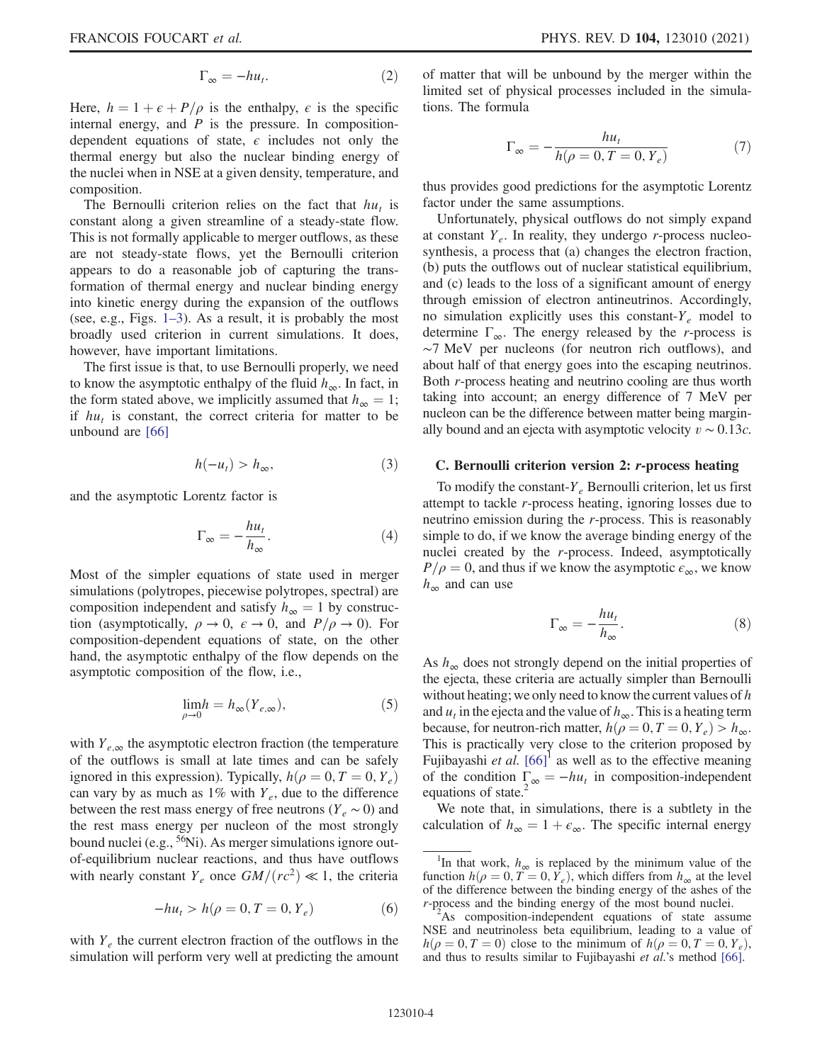$$\Gamma_\infty = -hu_t. \tag{2}$$

Here, $h = 1 + \epsilon + P/\rho$ is the enthalpy, $\epsilon$ is the specific internal energy, and $P$ is the pressure. In composition-dependent equations of state, $\epsilon$ includes not only the thermal energy but also the nuclear binding energy of the nuclei when in NSE at a given density, temperature, and composition.

The Bernoulli criterion relies on the fact that $hu_t$ is constant along a given streamline of a steady-state flow. This is not formally applicable to merger outflows, as these are not steady-state flows, yet the Bernoulli criterion appears to do a reasonable job of capturing the transformation of thermal energy and nuclear binding energy into kinetic energy during the expansion of the outflows (see, e.g., Figs. 1–3). As a result, it is probably the most broadly used criterion in current simulations. It does, however, have important limitations.

The first issue is that, to use Bernoulli properly, we need to know the asymptotic enthalpy of the fluid $h_\infty$. In fact, in the form stated above, we implicitly assumed that $h_\infty = 1$; if $hu_t$ is constant, the correct criteria for matter to be unbound are [66]

$$h(-u_t) > h_\infty, \tag{3}$$

and the asymptotic Lorentz factor is

$$\Gamma_\infty = -\frac{hu_t}{h_\infty}. \tag{4}$$

Most of the simpler equations of state used in merger simulations (polytropes, piecewise polytropes, spectral) are composition independent and satisfy $h_\infty = 1$ by construction (asymptotically, $\rho \to 0$, $\epsilon \to 0$, and $P/\rho \to 0$). For composition-dependent equations of state, on the other hand, the asymptotic enthalpy of the flow depends on the asymptotic composition of the flow, i.e.,

$$\lim_{\rho \to 0} h = h_\infty(Y_{e,\infty}), \tag{5}$$

with $Y_{e,\infty}$ the asymptotic electron fraction (the temperature of the outflows is small at late times and can be safely ignored in this expression). Typically, $h(\rho = 0, T = 0, Y_e)$ can vary by as much as 1% with $Y_e$, due to the difference between the rest mass energy of free neutrons ($Y_e \sim 0$) and the rest mass energy per nucleon of the most strongly bound nuclei (e.g., $^{56}$Ni). As merger simulations ignore out-of-equilibrium nuclear reactions, and thus have outflows with nearly constant $Y_e$ once $GM/(rc^2) \ll 1$, the criteria

$$-hu_t > h(\rho = 0, T = 0, Y_e) \tag{6}$$

with $Y_e$ the current electron fraction of the outflows in the simulation will perform very well at predicting the amount of matter that will be unbound by the merger within the limited set of physical processes included in the simulations. The formula

$$\Gamma_\infty = -\frac{hu_t}{h(\rho = 0, T = 0, Y_e)} \tag{7}$$

thus provides good predictions for the asymptotic Lorentz factor under the same assumptions.

Unfortunately, physical outflows do not simply expand at constant $Y_e$. In reality, they undergo $r$-process nucleosynthesis, a process that (a) changes the electron fraction, (b) puts the outflows out of nuclear statistical equilibrium, and (c) leads to the loss of a significant amount of energy through emission of electron antineutrinos. Accordingly, no simulation explicitly uses this constant-$Y_e$ model to determine $\Gamma_\infty$. The energy released by the $r$-process is $\sim$7 MeV per nucleons (for neutron rich outflows), and about half of that energy goes into the escaping neutrinos. Both $r$-process heating and neutrino cooling are thus worth taking into account; an energy difference of 7 MeV per nucleon can be the difference between matter being marginally bound and an ejecta with asymptotic velocity $v \sim 0.13c$.

### C. Bernoulli criterion version 2: *r*-process heating

To modify the constant-$Y_e$ Bernoulli criterion, let us first attempt to tackle $r$-process heating, ignoring losses due to neutrino emission during the $r$-process. This is reasonably simple to do, if we know the average binding energy of the nuclei created by the $r$-process. Indeed, asymptotically $P/\rho = 0$, and thus if we know the asymptotic $\epsilon_\infty$, we know $h_\infty$ and can use

$$\Gamma_\infty = -\frac{hu_t}{h_\infty}. \tag{8}$$

As $h_\infty$ does not strongly depend on the initial properties of the ejecta, these criteria are actually simpler than Bernoulli without heating; we only need to know the current values of $h$ and $u_t$ in the ejecta and the value of $h_\infty$. This is a heating term because, for neutron-rich matter, $h(\rho = 0, T = 0, Y_e) > h_\infty$. This is practically very close to the criterion proposed by Fujibayashi *et al.* [66][1] as well as to the effective meaning of the condition $\Gamma_\infty = -hu_t$ in composition-independent equations of state.[2]

We note that, in simulations, there is a subtlety in the calculation of $h_\infty = 1 + \epsilon_\infty$. The specific internal energy

---

[1] In that work, $h_\infty$ is replaced by the minimum value of the function $h(\rho = 0, T = 0, Y_e)$, which differs from $h_\infty$ at the level of the difference between the binding energy of the ashes of the $r$-process and the binding energy of the most bound nuclei.

[2] As composition-independent equations of state assume NSE and neutrinoless beta equilibrium, leading to a value of $h(\rho = 0, T = 0)$ close to the minimum of $h(\rho = 0, T = 0, Y_e)$, and thus to results similar to Fujibayashi *et al.*'s method [66].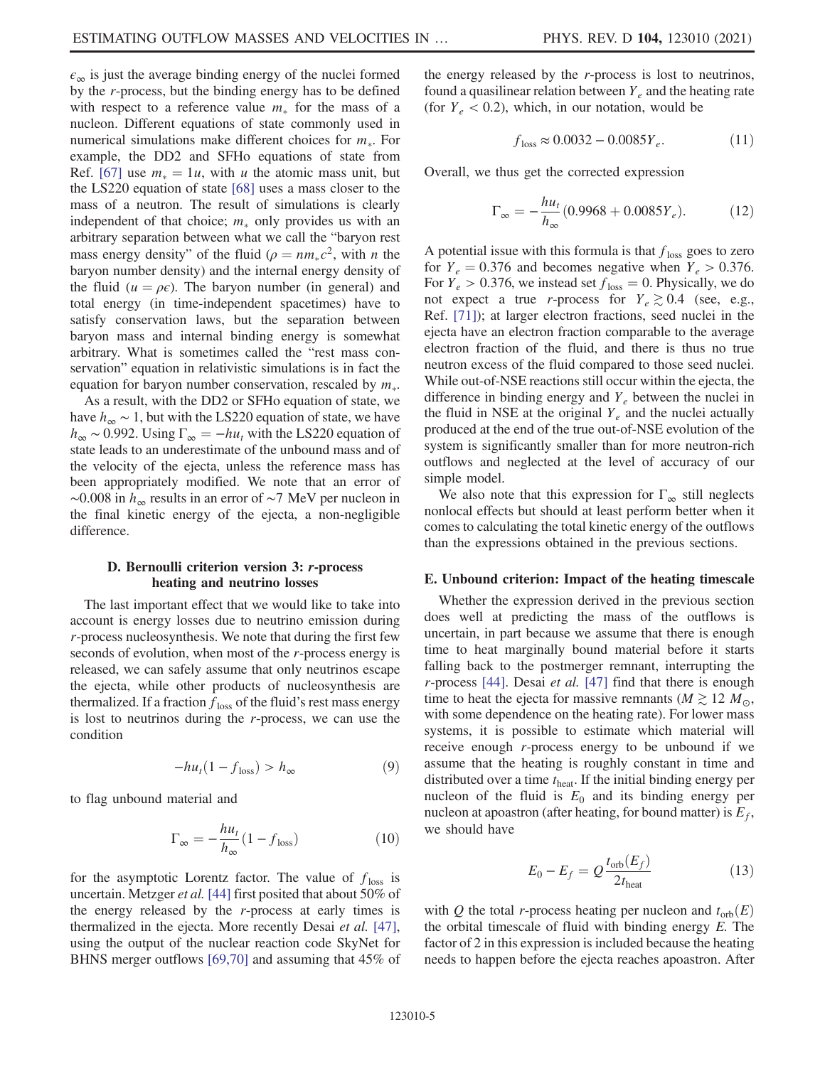$\epsilon_\infty$ is just the average binding energy of the nuclei formed by the $r$-process, but the binding energy has to be defined with respect to a reference value $m_*$ for the mass of a nucleon. Different equations of state commonly used in numerical simulations make different choices for $m_*$. For example, the DD2 and SFHo equations of state from Ref. [67] use $m_* = 1u$, with $u$ the atomic mass unit, but the LS220 equation of state [68] uses a mass closer to the mass of a neutron. The result of simulations is clearly independent of that choice; $m_*$ only provides us with an arbitrary separation between what we call the "baryon rest mass energy density" of the fluid ($\rho = n m_* c^2$, with $n$ the baryon number density) and the internal energy density of the fluid ($u = \rho\epsilon$). The baryon number (in general) and total energy (in time-independent spacetimes) have to satisfy conservation laws, but the separation between baryon mass and internal binding energy is somewhat arbitrary. What is sometimes called the "rest mass conservation" equation in relativistic simulations is in fact the equation for baryon number conservation, rescaled by $m_*$.

As a result, with the DD2 or SFHo equation of state, we have $h_\infty \sim 1$, but with the LS220 equation of state, we have $h_\infty \sim 0.992$. Using $\Gamma_\infty = -hu_t$ with the LS220 equation of state leads to an underestimate of the unbound mass and of the velocity of the ejecta, unless the reference mass has been appropriately modified. We note that an error of $\sim 0.008$ in $h_\infty$ results in an error of $\sim 7$ MeV per nucleon in the final kinetic energy of the ejecta, a non-negligible difference.

### D. Bernoulli criterion version 3: $r$-process heating and neutrino losses

The last important effect that we would like to take into account is energy losses due to neutrino emission during $r$-process nucleosynthesis. We note that during the first few seconds of evolution, when most of the $r$-process energy is released, we can safely assume that only neutrinos escape the ejecta, while other products of nucleosynthesis are thermalized. If a fraction $f_{\rm loss}$ of the fluid's rest mass energy is lost to neutrinos during the $r$-process, we can use the condition

$$-hu_t(1 - f_{\rm loss}) > h_\infty \tag{9}$$

to flag unbound material and

$$\Gamma_\infty = -\frac{hu_t}{h_\infty}(1 - f_{\rm loss}) \tag{10}$$

for the asymptotic Lorentz factor. The value of $f_{\rm loss}$ is uncertain. Metzger *et al.* [44] first posited that about 50% of the energy released by the $r$-process at early times is thermalized in the ejecta. More recently Desai *et al.* [47], using the output of the nuclear reaction code SkyNet for BHNS merger outflows [69,70] and assuming that 45% of the energy released by the $r$-process is lost to neutrinos, found a quasilinear relation between $Y_e$ and the heating rate (for $Y_e < 0.2$), which, in our notation, would be

$$f_{\rm loss} \approx 0.0032 - 0.0085 Y_e. \tag{11}$$

Overall, we thus get the corrected expression

$$\Gamma_\infty = -\frac{hu_t}{h_\infty}(0.9968 + 0.0085 Y_e). \tag{12}$$

A potential issue with this formula is that $f_{\rm loss}$ goes to zero for $Y_e = 0.376$ and becomes negative when $Y_e > 0.376$. For $Y_e > 0.376$, we instead set $f_{\rm loss} = 0$. Physically, we do not expect a true $r$-process for $Y_e \gtrsim 0.4$ (see, e.g., Ref. [71]); at larger electron fractions, seed nuclei in the ejecta have an electron fraction comparable to the average electron fraction of the fluid, and there is thus no true neutron excess of the fluid compared to those seed nuclei. While out-of-NSE reactions still occur within the ejecta, the difference in binding energy and $Y_e$ between the nuclei in the fluid in NSE at the original $Y_e$ and the nuclei actually produced at the end of the true out-of-NSE evolution of the system is significantly smaller than for more neutron-rich outflows and neglected at the level of accuracy of our simple model.

We also note that this expression for $\Gamma_\infty$ still neglects nonlocal effects but should at least perform better when it comes to calculating the total kinetic energy of the outflows than the expressions obtained in the previous sections.

### E. Unbound criterion: Impact of the heating timescale

Whether the expression derived in the previous section does well at predicting the mass of the outflows is uncertain, in part because we assume that there is enough time to heat marginally bound material before it starts falling back to the postmerger remnant, interrupting the $r$-process [44]. Desai *et al.* [47] find that there is enough time to heat the ejecta for massive remnants ($M \gtrsim 12\ M_\odot$, with some dependence on the heating rate). For lower mass systems, it is possible to estimate which material will receive enough $r$-process energy to be unbound if we assume that the heating is roughly constant in time and distributed over a time $t_{\rm heat}$. If the initial binding energy per nucleon of the fluid is $E_0$ and its binding energy per nucleon at apoastron (after heating, for bound matter) is $E_f$, we should have

$$E_0 - E_f = Q\frac{t_{\rm orb}(E_f)}{2t_{\rm heat}} \tag{13}$$

with $Q$ the total $r$-process heating per nucleon and $t_{\rm orb}(E)$ the orbital timescale of fluid with binding energy $E$. The factor of 2 in this expression is included because the heating needs to happen before the ejecta reaches apoastron. After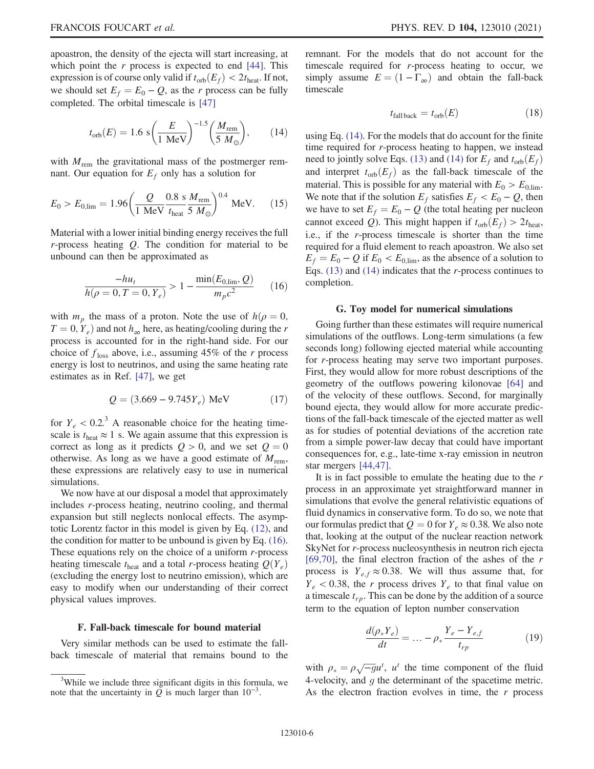apoastron, the density of the ejecta will start increasing, at which point the $r$ process is expected to end [44]. This expression is of course only valid if $t_{\rm orb}(E_f) < 2t_{\rm heat}$. If not, we should set $E_f = E_0 - Q$, as the $r$ process can be fully completed. The orbital timescale is [47]

$$t_{\rm orb}(E) = 1.6\ {\rm s}\left(\frac{E}{1\ {\rm MeV}}\right)^{-1.5}\left(\frac{M_{\rm rem}}{5\ M_\odot}\right), \qquad (14)$$

with $M_{\rm rem}$ the gravitational mass of the postmerger remnant. Our equation for $E_f$ only has a solution for

$$E_0 > E_{0,\rm lim} = 1.96\left(\frac{Q}{1\ {\rm MeV}}\frac{0.8\ {\rm s}}{t_{\rm heat}}\frac{M_{\rm rem}}{5\ M_\odot}\right)^{0.4}\ {\rm MeV}. \qquad (15)$$

Material with a lower initial binding energy receives the full $r$-process heating $Q$. The condition for material to be unbound can then be approximated as

$$\frac{-hu_t}{h(\rho=0, T=0, Y_e)} > 1 - \frac{\min(E_{0,\rm lim}, Q)}{m_p c^2} \qquad (16)$$

with $m_p$ the mass of a proton. Note the use of $h(\rho = 0, T = 0, Y_e)$ and not $h_\infty$ here, as heating/cooling during the $r$ process is accounted for in the right-hand side. For our choice of $f_{\rm loss}$ above, i.e., assuming 45% of the $r$ process energy is lost to neutrinos, and using the same heating rate estimates as in Ref. [47], we get

$$Q = (3.669 - 9.745 Y_e)\ {\rm MeV} \qquad (17)$$

for $Y_e < 0.2$.[3] A reasonable choice for the heating timescale is $t_{\rm heat} \approx 1$ s. We again assume that this expression is correct as long as it predicts $Q > 0$, and we set $Q = 0$ otherwise. As long as we have a good estimate of $M_{\rm rem}$, these expressions are relatively easy to use in numerical simulations.

We now have at our disposal a model that approximately includes $r$-process heating, neutrino cooling, and thermal expansion but still neglects nonlocal effects. The asymptotic Lorentz factor in this model is given by Eq. (12), and the condition for matter to be unbound is given by Eq. (16). These equations rely on the choice of a uniform $r$-process heating timescale $t_{\rm heat}$ and a total $r$-process heating $Q(Y_e)$ (excluding the energy lost to neutrino emission), which are easy to modify when our understanding of their correct physical values improves.

### F. Fall-back timescale for bound material

Very similar methods can be used to estimate the fall-back timescale of material that remains bound to the remnant. For the models that do not account for the timescale required for $r$-process heating to occur, we simply assume $E = (1 - \Gamma_\infty)$ and obtain the fall-back timescale

$$t_{\rm fall\,back} = t_{\rm orb}(E) \qquad (18)$$

using Eq. (14). For the models that do account for the finite time required for $r$-process heating to happen, we instead need to jointly solve Eqs. (13) and (14) for $E_f$ and $t_{\rm orb}(E_f)$ and interpret $t_{\rm orb}(E_f)$ as the fall-back timescale of the material. This is possible for any material with $E_0 > E_{0,\rm lim}$. We note that if the solution $E_f$ satisfies $E_f < E_0 - Q$, then we have to set $E_f = E_0 - Q$ (the total heating per nucleon cannot exceed $Q$). This might happen if $t_{\rm orb}(E_f) > 2t_{\rm heat}$, i.e., if the $r$-process timescale is shorter than the time required for a fluid element to reach apoastron. We also set $E_f = E_0 - Q$ if $E_0 < E_{0,\rm lim}$, as the absence of a solution to Eqs. (13) and (14) indicates that the $r$-process continues to completion.

### G. Toy model for numerical simulations

Going further than these estimates will require numerical simulations of the outflows. Long-term simulations (a few seconds long) following ejected material while accounting for $r$-process heating may serve two important purposes. First, they would allow for more robust descriptions of the geometry of the outflows powering kilonovae [64] and of the velocity of these outflows. Second, for marginally bound ejecta, they would allow for more accurate predictions of the fall-back timescale of the ejected matter as well as for studies of potential deviations of the accretion rate from a simple power-law decay that could have important consequences for, e.g., late-time x-ray emission in neutron star mergers [44,47].

It is in fact possible to emulate the heating due to the $r$ process in an approximate yet straightforward manner in simulations that evolve the general relativistic equations of fluid dynamics in conservative form. To do so, we note that our formulas predict that $Q = 0$ for $Y_e \approx 0.38$. We also note that, looking at the output of the nuclear reaction network SkyNet for $r$-process nucleosynthesis in neutron rich ejecta [69,70], the final electron fraction of the ashes of the $r$ process is $Y_{e,f} \approx 0.38$. We will thus assume that, for $Y_e < 0.38$, the $r$ process drives $Y_e$ to that final value on a timescale $t_{rp}$. This can be done by the addition of a source term to the equation of lepton number conservation

$$\frac{d(\rho_* Y_e)}{dt} = \ldots - \rho_* \frac{Y_e - Y_{e,f}}{t_{rp}} \qquad (19)$$

with $\rho_* = \rho\sqrt{-g}u^t$, $u^t$ the time component of the fluid 4-velocity, and $g$ the determinant of the spacetime metric. As the electron fraction evolves in time, the $r$ process

[3] While we include three significant digits in this formula, we note that the uncertainty in $Q$ is much larger than $10^{-3}$.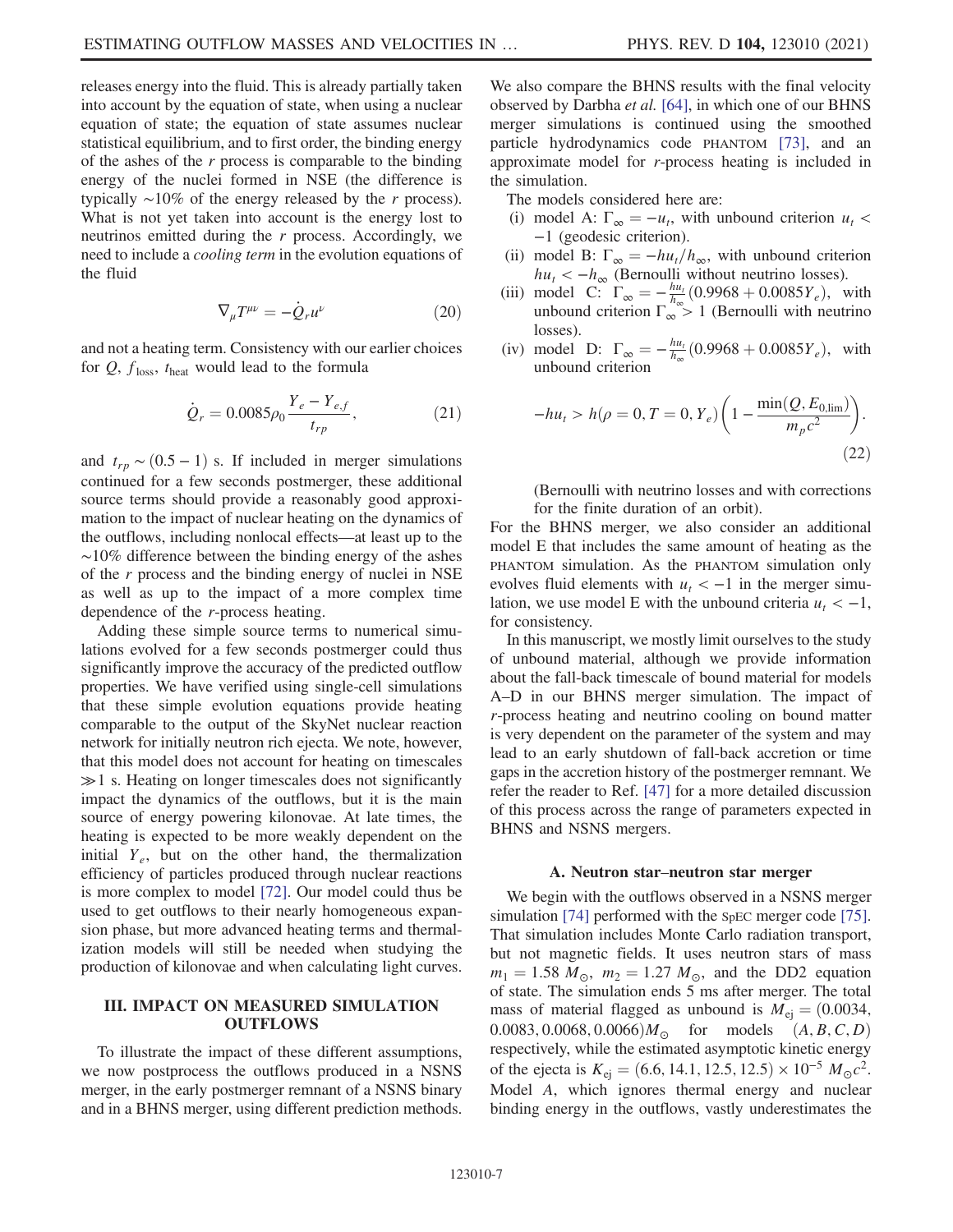releases energy into the fluid. This is already partially taken into account by the equation of state, when using a nuclear equation of state; the equation of state assumes nuclear statistical equilibrium, and to first order, the binding energy of the ashes of the *r* process is comparable to the binding energy of the nuclei formed in NSE (the difference is typically $\sim 10\%$ of the energy released by the *r* process). What is not yet taken into account is the energy lost to neutrinos emitted during the *r* process. Accordingly, we need to include a *cooling term* in the evolution equations of the fluid

$$\nabla_\mu T^{\mu\nu} = -\dot{Q}_r u^\nu \tag{20}$$

and not a heating term. Consistency with our earlier choices for $Q$, $f_{\rm loss}$, $t_{\rm heat}$ would lead to the formula

$$\dot{Q}_r = 0.0085\rho_0 \frac{Y_e - Y_{e,f}}{t_{rp}}, \tag{21}$$

and $t_{rp} \sim (0.5-1)$ s. If included in merger simulations continued for a few seconds postmerger, these additional source terms should provide a reasonably good approximation to the impact of nuclear heating on the dynamics of the outflows, including nonlocal effects—at least up to the $\sim 10\%$ difference between the binding energy of the ashes of the *r* process and the binding energy of nuclei in NSE as well as up to the impact of a more complex time dependence of the *r*-process heating.

Adding these simple source terms to numerical simulations evolved for a few seconds postmerger could thus significantly improve the accuracy of the predicted outflow properties. We have verified using single-cell simulations that these simple evolution equations provide heating comparable to the output of the SkyNet nuclear reaction network for initially neutron rich ejecta. We note, however, that this model does not account for heating on timescales $\gg 1$ s. Heating on longer timescales does not significantly impact the dynamics of the outflows, but it is the main source of energy powering kilonovae. At late times, the heating is expected to be more weakly dependent on the initial $Y_e$, but on the other hand, the thermalization efficiency of particles produced through nuclear reactions is more complex to model [72]. Our model could thus be used to get outflows to their nearly homogeneous expansion phase, but more advanced heating terms and thermalization models will still be needed when studying the production of kilonovae and when calculating light curves.

## III. IMPACT ON MEASURED SIMULATION OUTFLOWS

To illustrate the impact of these different assumptions, we now postprocess the outflows produced in a NSNS merger, in the early postmerger remnant of a NSNS binary and in a BHNS merger, using different prediction methods. We also compare the BHNS results with the final velocity observed by Darbha *et al.* [64], in which one of our BHNS merger simulations is continued using the smoothed particle hydrodynamics code PHANTOM [73], and an approximate model for *r*-process heating is included in the simulation.

The models considered here are:

(i) model A: $\Gamma_\infty = -u_t$, with unbound criterion $u_t < -1$ (geodesic criterion).

(ii) model B: $\Gamma_\infty = -hu_t/h_\infty$, with unbound criterion $hu_t < -h_\infty$ (Bernoulli without neutrino losses).

(iii) model C: $\Gamma_\infty = -\frac{hu_t}{h_\infty}(0.9968 + 0.0085 Y_e)$, with unbound criterion $\Gamma_\infty > 1$ (Bernoulli with neutrino losses).

(iv) model D: $\Gamma_\infty = -\frac{hu_t}{h_\infty}(0.9968 + 0.0085 Y_e)$, with unbound criterion

$$-hu_t > h(\rho = 0, T = 0, Y_e)\left(1 - \frac{\min(Q, E_{0,\rm lim})}{m_p c^2}\right). \tag{22}$$

(Bernoulli with neutrino losses and with corrections for the finite duration of an orbit).

For the BHNS merger, we also consider an additional model E that includes the same amount of heating as the PHANTOM simulation. As the PHANTOM simulation only evolves fluid elements with $u_t < -1$ in the merger simulation, we use model E with the unbound criteria $u_t < -1$, for consistency.

In this manuscript, we mostly limit ourselves to the study of unbound material, although we provide information about the fall-back timescale of bound material for models A–D in our BHNS merger simulation. The impact of *r*-process heating and neutrino cooling on bound matter is very dependent on the parameter of the system and may lead to an early shutdown of fall-back accretion or time gaps in the accretion history of the postmerger remnant. We refer the reader to Ref. [47] for a more detailed discussion of this process across the range of parameters expected in BHNS and NSNS mergers.

### A. Neutron star–neutron star merger

We begin with the outflows observed in a NSNS merger simulation [74] performed with the SpEC merger code [75]. That simulation includes Monte Carlo radiation transport, but not magnetic fields. It uses neutron stars of mass $m_1 = 1.58\,M_\odot$, $m_2 = 1.27\,M_\odot$, and the DD2 equation of state. The simulation ends 5 ms after merger. The total mass of material flagged as unbound is $M_{\rm ej} = (0.0034, 0.0083, 0.0068, 0.0066) M_\odot$ for models $(A, B, C, D)$ respectively, while the estimated asymptotic kinetic energy of the ejecta is $K_{\rm ej} = (6.6, 14.1, 12.5, 12.5) \times 10^{-5}\,M_\odot c^2$. Model *A*, which ignores thermal energy and nuclear binding energy in the outflows, vastly underestimates the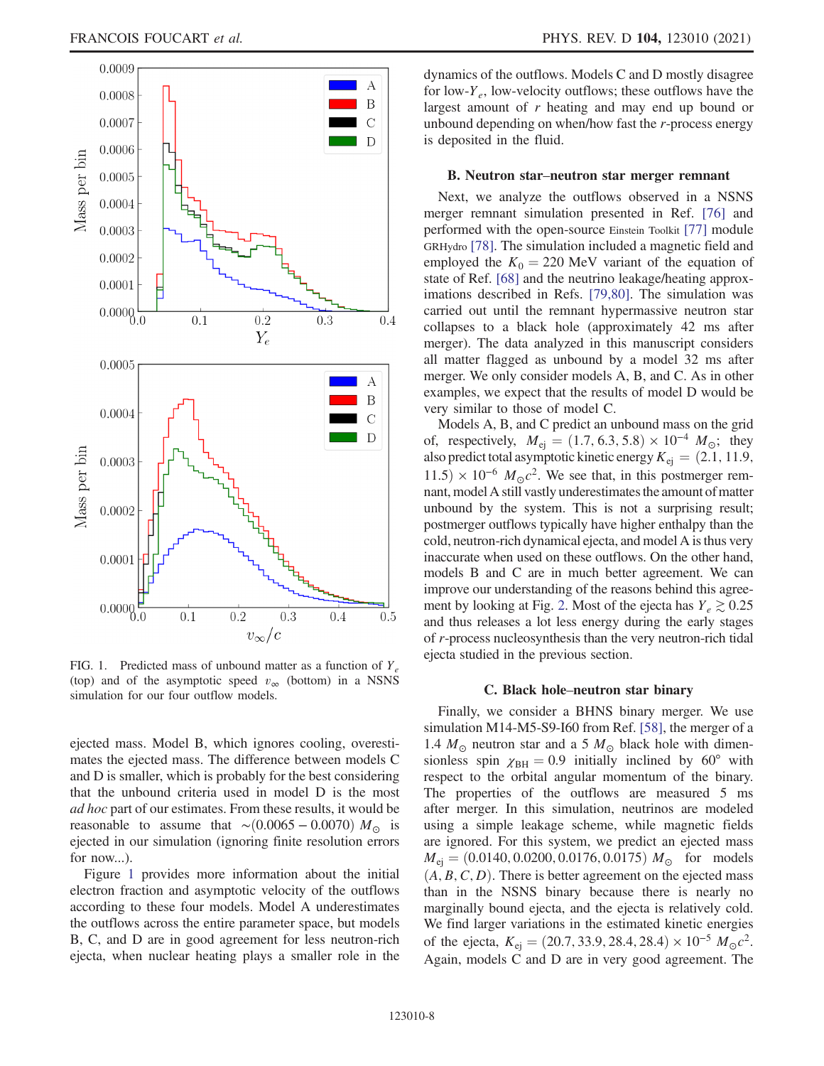FIG. 1. Predicted mass of unbound matter as a function of $Y_e$ (top) and of the asymptotic speed $v_\infty$ (bottom) in a NSNS simulation for our four outflow models.

ejected mass. Model B, which ignores cooling, overestimates the ejected mass. The difference between models C and D is smaller, which is probably for the best considering that the unbound criteria used in model D is the most *ad hoc* part of our estimates. From these results, it would be reasonable to assume that $\sim(0.0065-0.0070)\ M_\odot$ is ejected in our simulation (ignoring finite resolution errors for now...).

Figure 1 provides more information about the initial electron fraction and asymptotic velocity of the outflows according to these four models. Model A underestimates the outflows across the entire parameter space, but models B, C, and D are in good agreement for less neutron-rich ejecta, when nuclear heating plays a smaller role in the dynamics of the outflows. Models C and D mostly disagree for low-$Y_e$, low-velocity outflows; these outflows have the largest amount of $r$ heating and may end up bound or unbound depending on when/how fast the $r$-process energy is deposited in the fluid.

### B. Neutron star–neutron star merger remnant

Next, we analyze the outflows observed in a NSNS merger remnant simulation presented in Ref. [76] and performed with the open-source Einstein Toolkit [77] module GRHydro [78]. The simulation included a magnetic field and employed the $K_0 = 220$ MeV variant of the equation of state of Ref. [68] and the neutrino leakage/heating approximations described in Refs. [79,80]. The simulation was carried out until the remnant hypermassive neutron star collapses to a black hole (approximately 42 ms after merger). The data analyzed in this manuscript considers all matter flagged as unbound by a model 32 ms after merger. We only consider models A, B, and C. As in other examples, we expect that the results of model D would be very similar to those of model C.

Models A, B, and C predict an unbound mass on the grid of, respectively, $M_{\rm ej} = (1.7, 6.3, 5.8) \times 10^{-4}\ M_\odot$; they also predict total asymptotic kinetic energy $K_{\rm ej} = (2.1, 11.9, 11.5) \times 10^{-6}\ M_\odot c^2$. We see that, in this postmerger remnant, model A still vastly underestimates the amount of matter unbound by the system. This is not a surprising result; postmerger outflows typically have higher enthalpy than the cold, neutron-rich dynamical ejecta, and model A is thus very inaccurate when used on these outflows. On the other hand, models B and C are in much better agreement. We can improve our understanding of the reasons behind this agreement by looking at Fig. 2. Most of the ejecta has $Y_e \gtrsim 0.25$ and thus releases a lot less energy during the early stages of $r$-process nucleosynthesis than the very neutron-rich tidal ejecta studied in the previous section.

### C. Black hole–neutron star binary

Finally, we consider a BHNS binary merger. We use simulation M14-M5-S9-I60 from Ref. [58], the merger of a $1.4\ M_\odot$ neutron star and a $5\ M_\odot$ black hole with dimensionless spin $\chi_{\rm BH} = 0.9$ initially inclined by 60° with respect to the orbital angular momentum of the binary. The properties of the outflows are measured 5 ms after merger. In this simulation, neutrinos are modeled using a simple leakage scheme, while magnetic fields are ignored. For this system, we predict an ejected mass $M_{\rm ej} = (0.0140, 0.0200, 0.0176, 0.0175)\ M_\odot$ for models $(A, B, C, D)$. There is better agreement on the ejected mass than in the NSNS binary because there is nearly no marginally bound ejecta, and the ejecta is relatively cold. We find larger variations in the estimated kinetic energies of the ejecta, $K_{\rm ej} = (20.7, 33.9, 28.4, 28.4) \times 10^{-5}\ M_\odot c^2$. Again, models C and D are in very good agreement. The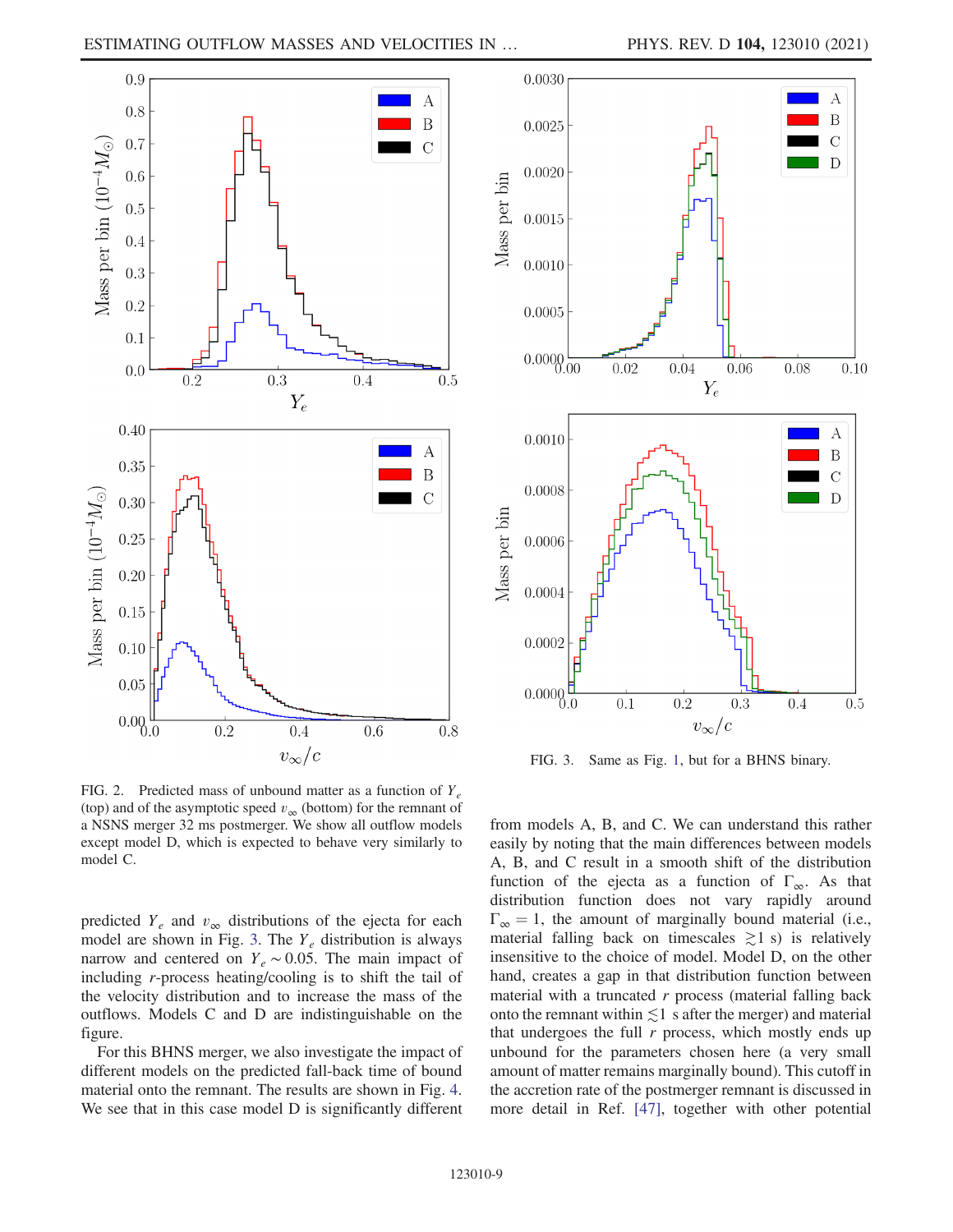FIG. 2. Predicted mass of unbound matter as a function of $Y_e$ (top) and of the asymptotic speed $v_\infty$ (bottom) for the remnant of a NSNS merger 32 ms postmerger. We show all outflow models except model D, which is expected to behave very similarly to model C.

FIG. 3. Same as Fig. 1, but for a BHNS binary.

predicted $Y_e$ and $v_\infty$ distributions of the ejecta for each model are shown in Fig. 3. The $Y_e$ distribution is always narrow and centered on $Y_e \sim 0.05$. The main impact of including $r$-process heating/cooling is to shift the tail of the velocity distribution and to increase the mass of the outflows. Models C and D are indistinguishable on the figure.

For this BHNS merger, we also investigate the impact of different models on the predicted fall-back time of bound material onto the remnant. The results are shown in Fig. 4. We see that in this case model D is significantly different from models A, B, and C. We can understand this rather easily by noting that the main differences between models A, B, and C result in a smooth shift of the distribution function of the ejecta as a function of $\Gamma_\infty$. As that distribution function does not vary rapidly around $\Gamma_\infty = 1$, the amount of marginally bound material (i.e., material falling back on timescales $\gtrsim 1$ s) is relatively insensitive to the choice of model. Model D, on the other hand, creates a gap in that distribution function between material with a truncated $r$ process (material falling back onto the remnant within $\lesssim 1$ s after the merger) and material that undergoes the full $r$ process, which mostly ends up unbound for the parameters chosen here (a very small amount of matter remains marginally bound). This cutoff in the accretion rate of the postmerger remnant is discussed in more detail in Ref. [47], together with other potential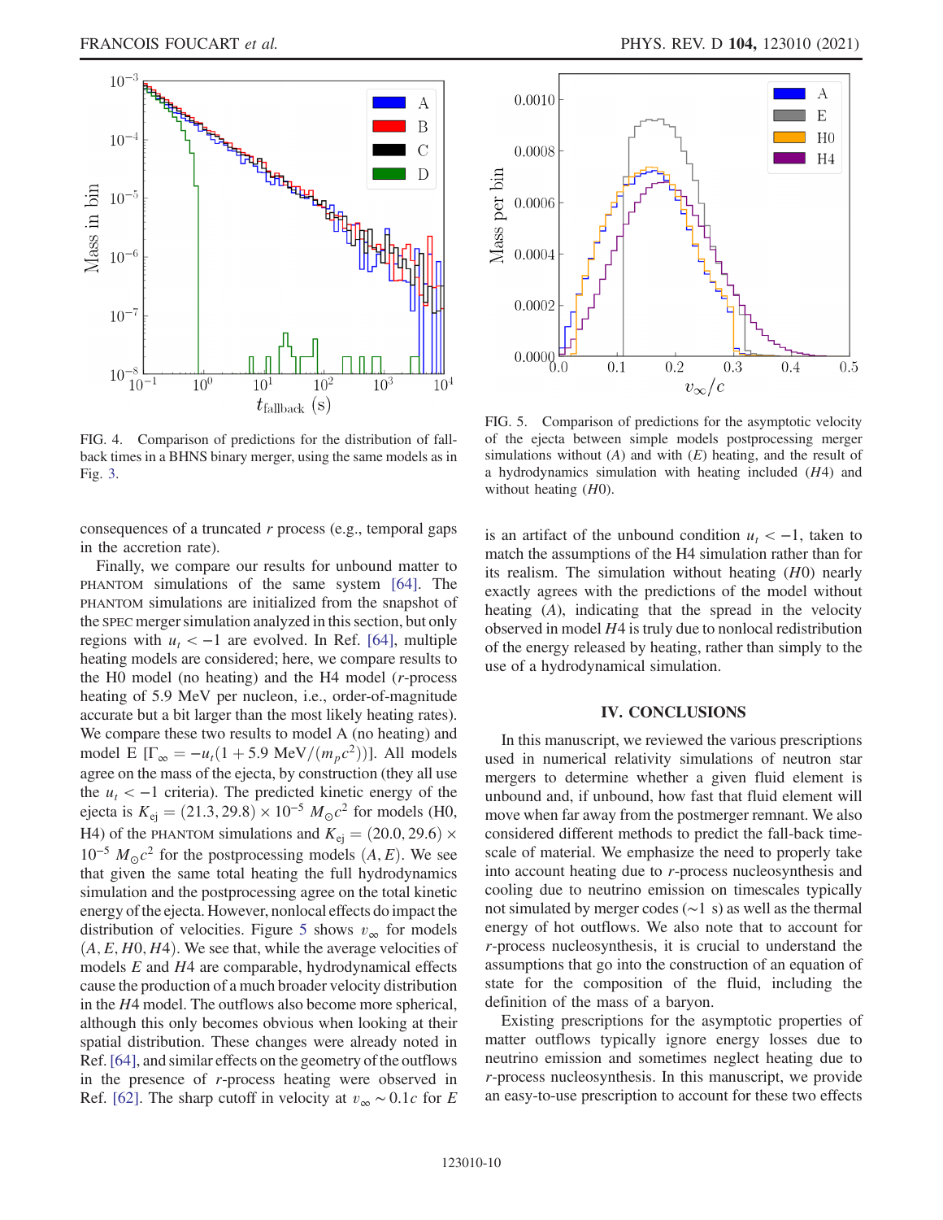FIG. 4. Comparison of predictions for the distribution of fallback times in a BHNS binary merger, using the same models as in Fig. 3.

FIG. 5. Comparison of predictions for the asymptotic velocity of the ejecta between simple models postprocessing merger simulations without ($A$) and with ($E$) heating, and the result of a hydrodynamics simulation with heating included ($H4$) and without heating ($H0$).

consequences of a truncated $r$ process (e.g., temporal gaps in the accretion rate).

Finally, we compare our results for unbound matter to PHANTOM simulations of the same system [64]. The PHANTOM simulations are initialized from the snapshot of the SPEC merger simulation analyzed in this section, but only regions with $u_t < -1$ are evolved. In Ref. [64], multiple heating models are considered; here, we compare results to the H0 model (no heating) and the H4 model ($r$-process heating of 5.9 MeV per nucleon, i.e., order-of-magnitude accurate but a bit larger than the most likely heating rates). We compare these two results to model A (no heating) and model E $[\Gamma_\infty = -u_t(1 + 5.9\ \mathrm{MeV}/(m_p c^2))]$. All models agree on the mass of the ejecta, by construction (they all use the $u_t < -1$ criteria). The predicted kinetic energy of the ejecta is $K_{\rm ej} = (21.3, 29.8) \times 10^{-5}\ M_\odot c^2$ for models (H0, H4) of the PHANTOM simulations and $K_{\rm ej} = (20.0, 29.6) \times 10^{-5}\ M_\odot c^2$ for the postprocessing models ($A$, $E$). We see that given the same total heating the full hydrodynamics simulation and the postprocessing agree on the total kinetic energy of the ejecta. However, nonlocal effects do impact the distribution of velocities. Figure 5 shows $v_\infty$ for models ($A, E, H0, H4$). We see that, while the average velocities of models $E$ and $H4$ are comparable, hydrodynamical effects cause the production of a much broader velocity distribution in the $H4$ model. The outflows also become more spherical, although this only becomes obvious when looking at their spatial distribution. These changes were already noted in Ref. [64], and similar effects on the geometry of the outflows in the presence of $r$-process heating were observed in Ref. [62]. The sharp cutoff in velocity at $v_\infty \sim 0.1c$ for $E$ is an artifact of the unbound condition $u_t < -1$, taken to match the assumptions of the H4 simulation rather than for its realism. The simulation without heating ($H0$) nearly exactly agrees with the predictions of the model without heating ($A$), indicating that the spread in the velocity observed in model $H4$ is truly due to nonlocal redistribution of the energy released by heating, rather than simply to the use of a hydrodynamical simulation.

## IV. CONCLUSIONS

In this manuscript, we reviewed the various prescriptions used in numerical relativity simulations of neutron star mergers to determine whether a given fluid element is unbound and, if unbound, how fast that fluid element will move when far away from the postmerger remnant. We also considered different methods to predict the fall-back timescale of material. We emphasize the need to properly take into account heating due to $r$-process nucleosynthesis and cooling due to neutrino emission on timescales typically not simulated by merger codes ($\sim$1 s) as well as the thermal energy of hot outflows. We also note that to account for $r$-process nucleosynthesis, it is crucial to understand the assumptions that go into the construction of an equation of state for the composition of the fluid, including the definition of the mass of a baryon.

Existing prescriptions for the asymptotic properties of matter outflows typically ignore energy losses due to neutrino emission and sometimes neglect heating due to $r$-process nucleosynthesis. In this manuscript, we provide an easy-to-use prescription to account for these two effects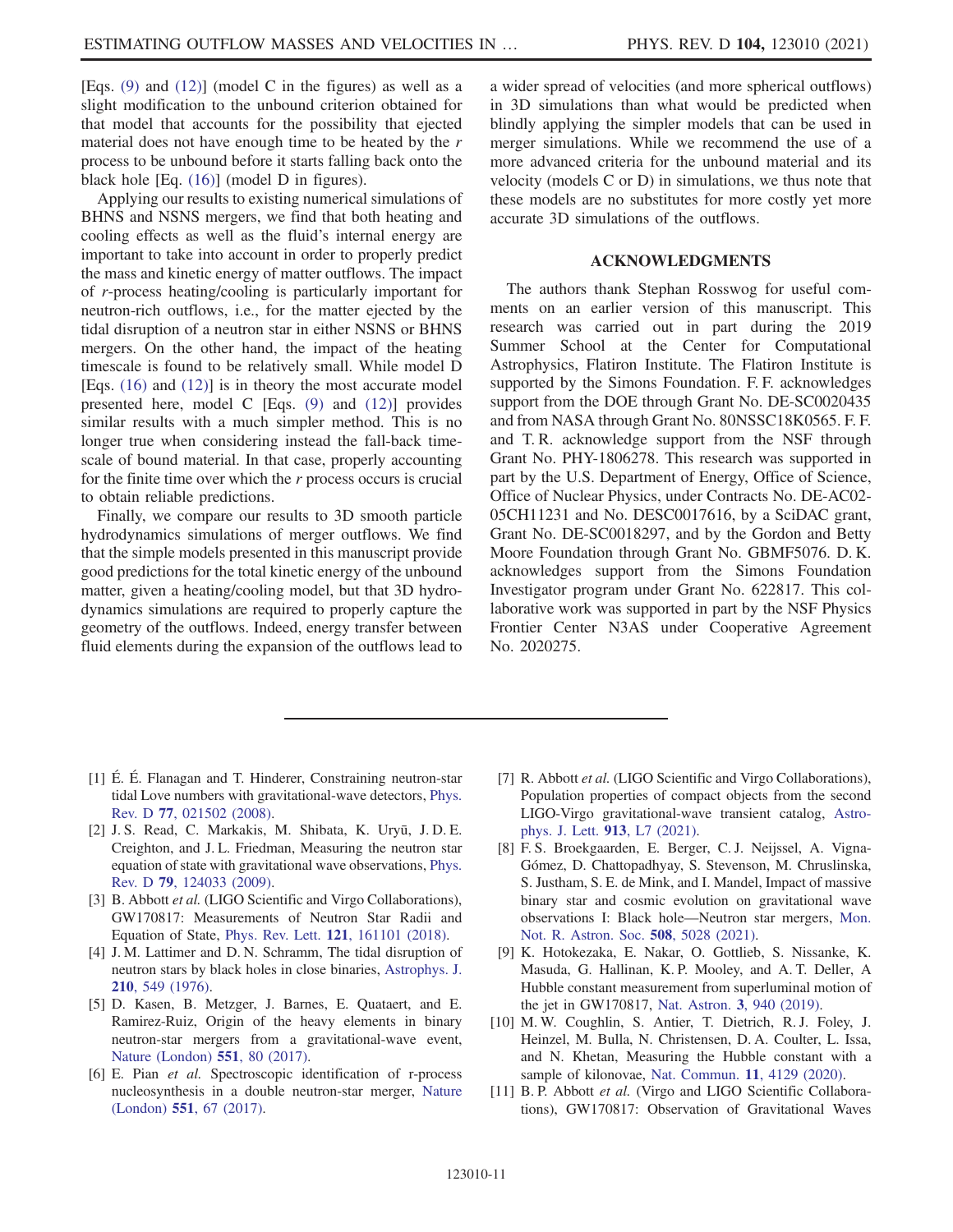[Eqs. (9) and (12)] (model C in the figures) as well as a slight modification to the unbound criterion obtained for that model that accounts for the possibility that ejected material does not have enough time to be heated by the $r$ process to be unbound before it starts falling back onto the black hole [Eq. (16)] (model D in figures).

Applying our results to existing numerical simulations of BHNS and NSNS mergers, we find that both heating and cooling effects as well as the fluid's internal energy are important to take into account in order to properly predict the mass and kinetic energy of matter outflows. The impact of $r$-process heating/cooling is particularly important for neutron-rich outflows, i.e., for the matter ejected by the tidal disruption of a neutron star in either NSNS or BHNS mergers. On the other hand, the impact of the heating timescale is found to be relatively small. While model D [Eqs. (16) and (12)] is in theory the most accurate model presented here, model C [Eqs. (9) and (12)] provides similar results with a much simpler method. This is no longer true when considering instead the fall-back timescale of bound material. In that case, properly accounting for the finite time over which the $r$ process occurs is crucial to obtain reliable predictions.

Finally, we compare our results to 3D smooth particle hydrodynamics simulations of merger outflows. We find that the simple models presented in this manuscript provide good predictions for the total kinetic energy of the unbound matter, given a heating/cooling model, but that 3D hydrodynamics simulations are required to properly capture the geometry of the outflows. Indeed, energy transfer between fluid elements during the expansion of the outflows lead to a wider spread of velocities (and more spherical outflows) in 3D simulations than what would be predicted when blindly applying the simpler models that can be used in merger simulations. While we recommend the use of a more advanced criteria for the unbound material and its velocity (models C or D) in simulations, we thus note that these models are no substitutes for more costly yet more accurate 3D simulations of the outflows.

## ACKNOWLEDGMENTS

The authors thank Stephan Rosswog for useful comments on an earlier version of this manuscript. This research was carried out in part during the 2019 Summer School at the Center for Computational Astrophysics, Flatiron Institute. The Flatiron Institute is supported by the Simons Foundation. F. F. acknowledges support from the DOE through Grant No. DE-SC0020435 and from NASA through Grant No. 80NSSC18K0565. F. F. and T. R. acknowledge support from the NSF through Grant No. PHY-1806278. This research was supported in part by the U.S. Department of Energy, Office of Science, Office of Nuclear Physics, under Contracts No. DE-AC02-05CH11231 and No. DESC0017616, by a SciDAC grant, Grant No. DE-SC0018297, and by the Gordon and Betty Moore Foundation through Grant No. GBMF5076. D. K. acknowledges support from the Simons Foundation Investigator program under Grant No. 622817. This collaborative work was supported in part by the NSF Physics Frontier Center N3AS under Cooperative Agreement No. 2020275.

---

[1] É. É. Flanagan and T. Hinderer, Constraining neutron-star tidal Love numbers with gravitational-wave detectors, Phys. Rev. D **77**, 021502 (2008).

[2] J. S. Read, C. Markakis, M. Shibata, K. Uryū, J. D. E. Creighton, and J. L. Friedman, Measuring the neutron star equation of state with gravitational wave observations, Phys. Rev. D **79**, 124033 (2009).

[3] B. Abbott *et al.* (LIGO Scientific and Virgo Collaborations), GW170817: Measurements of Neutron Star Radii and Equation of State, Phys. Rev. Lett. **121**, 161101 (2018).

[4] J. M. Lattimer and D. N. Schramm, The tidal disruption of neutron stars by black holes in close binaries, Astrophys. J. **210**, 549 (1976).

[5] D. Kasen, B. Metzger, J. Barnes, E. Quataert, and E. Ramirez-Ruiz, Origin of the heavy elements in binary neutron-star mergers from a gravitational-wave event, Nature (London) **551**, 80 (2017).

[6] E. Pian *et al.* Spectroscopic identification of r-process nucleosynthesis in a double neutron-star merger, Nature (London) **551**, 67 (2017).

[7] R. Abbott *et al.* (LIGO Scientific and Virgo Collaborations), Population properties of compact objects from the second LIGO-Virgo gravitational-wave transient catalog, Astrophys. J. Lett. **913**, L7 (2021).

[8] F. S. Broekgaarden, E. Berger, C. J. Neijssel, A. Vigna-Gómez, D. Chattopadhyay, S. Stevenson, M. Chruslinska, S. Justham, S. E. de Mink, and I. Mandel, Impact of massive binary star and cosmic evolution on gravitational wave observations I: Black hole—Neutron star mergers, Mon. Not. R. Astron. Soc. **508**, 5028 (2021).

[9] K. Hotokezaka, E. Nakar, O. Gottlieb, S. Nissanke, K. Masuda, G. Hallinan, K. P. Mooley, and A. T. Deller, A Hubble constant measurement from superluminal motion of the jet in GW170817, Nat. Astron. **3**, 940 (2019).

[10] M. W. Coughlin, S. Antier, T. Dietrich, R. J. Foley, J. Heinzel, M. Bulla, N. Christensen, D. A. Coulter, L. Issa, and N. Khetan, Measuring the Hubble constant with a sample of kilonovae, Nat. Commun. **11**, 4129 (2020).

[11] B. P. Abbott *et al.* (Virgo and LIGO Scientific Collaborations), GW170817: Observation of Gravitational Waves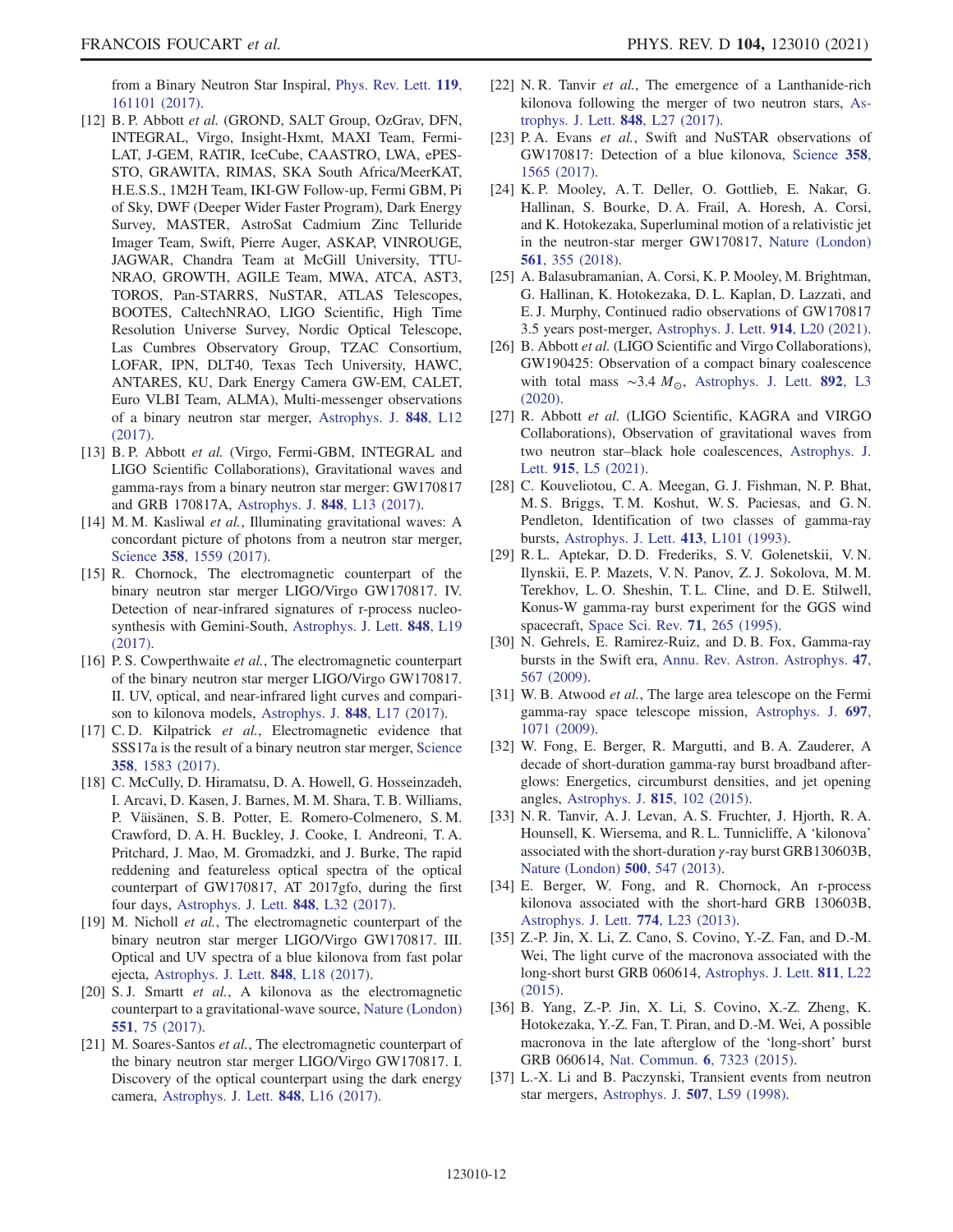from a Binary Neutron Star Inspiral, Phys. Rev. Lett. **119**, 161101 (2017).

[12] B. P. Abbott *et al.* (GROND, SALT Group, OzGrav, DFN, INTEGRAL, Virgo, Insight-Hxmt, MAXI Team, Fermi-LAT, J-GEM, RATIR, IceCube, CAASTRO, LWA, ePESSTO, GRAWITA, RIMAS, SKA South Africa/MeerKAT, H.E.S.S., 1M2H Team, IKI-GW Follow-up, Fermi GBM, Pi of Sky, DWF (Deeper Wider Faster Program), Dark Energy Survey, MASTER, AstroSat Cadmium Zinc Telluride Imager Team, Swift, Pierre Auger, ASKAP, VINROUGE, JAGWAR, Chandra Team at McGill University, TTU-NRAO, GROWTH, AGILE Team, MWA, ATCA, AST3, TOROS, Pan-STARRS, NuSTAR, ATLAS Telescopes, BOOTES, CaltechNRAO, LIGO Scientific, High Time Resolution Universe Survey, Nordic Optical Telescope, Las Cumbres Observatory Group, TZAC Consortium, LOFAR, IPN, DLT40, Texas Tech University, HAWC, ANTARES, KU, Dark Energy Camera GW-EM, CALET, Euro VLBI Team, ALMA), Multi-messenger observations of a binary neutron star merger, Astrophys. J. **848**, L12 (2017).

[13] B. P. Abbott *et al.* (Virgo, Fermi-GBM, INTEGRAL and LIGO Scientific Collaborations), Gravitational waves and gamma-rays from a binary neutron star merger: GW170817 and GRB 170817A, Astrophys. J. **848**, L13 (2017).

[14] M. M. Kasliwal *et al.*, Illuminating gravitational waves: A concordant picture of photons from a neutron star merger, Science **358**, 1559 (2017).

[15] R. Chornock, The electromagnetic counterpart of the binary neutron star merger LIGO/Virgo GW170817. IV. Detection of near-infrared signatures of r-process nucleosynthesis with Gemini-South, Astrophys. J. Lett. **848**, L19 (2017).

[16] P. S. Cowperthwaite *et al.*, The electromagnetic counterpart of the binary neutron star merger LIGO/Virgo GW170817. II. UV, optical, and near-infrared light curves and comparison to kilonova models, Astrophys. J. **848**, L17 (2017).

[17] C. D. Kilpatrick *et al.*, Electromagnetic evidence that SSS17a is the result of a binary neutron star merger, Science **358**, 1583 (2017).

[18] C. McCully, D. Hiramatsu, D. A. Howell, G. Hosseinzadeh, I. Arcavi, D. Kasen, J. Barnes, M. M. Shara, T. B. Williams, P. Väisänen, S. B. Potter, E. Romero-Colmenero, S. M. Crawford, D. A. H. Buckley, J. Cooke, I. Andreoni, T. A. Pritchard, J. Mao, M. Gromadzki, and J. Burke, The rapid reddening and featureless optical spectra of the optical counterpart of GW170817, AT 2017gfo, during the first four days, Astrophys. J. Lett. **848**, L32 (2017).

[19] M. Nicholl *et al.*, The electromagnetic counterpart of the binary neutron star merger LIGO/Virgo GW170817. III. Optical and UV spectra of a blue kilonova from fast polar ejecta, Astrophys. J. Lett. **848**, L18 (2017).

[20] S. J. Smartt *et al.*, A kilonova as the electromagnetic counterpart to a gravitational-wave source, Nature (London) **551**, 75 (2017).

[21] M. Soares-Santos *et al.*, The electromagnetic counterpart of the binary neutron star merger LIGO/Virgo GW170817. I. Discovery of the optical counterpart using the dark energy camera, Astrophys. J. Lett. **848**, L16 (2017).

[22] N. R. Tanvir *et al.*, The emergence of a Lanthanide-rich kilonova following the merger of two neutron stars, Astrophys. J. Lett. **848**, L27 (2017).

[23] P. A. Evans *et al.*, Swift and NuSTAR observations of GW170817: Detection of a blue kilonova, Science **358**, 1565 (2017).

[24] K. P. Mooley, A. T. Deller, O. Gottlieb, E. Nakar, G. Hallinan, S. Bourke, D. A. Frail, A. Horesh, A. Corsi, and K. Hotokezaka, Superluminal motion of a relativistic jet in the neutron-star merger GW170817, Nature (London) **561**, 355 (2018).

[25] A. Balasubramanian, A. Corsi, K. P. Mooley, M. Brightman, G. Hallinan, K. Hotokezaka, D. L. Kaplan, D. Lazzati, and E. J. Murphy, Continued radio observations of GW170817 3.5 years post-merger, Astrophys. J. Lett. **914**, L20 (2021).

[26] B. Abbott *et al.* (LIGO Scientific and Virgo Collaborations), GW190425: Observation of a compact binary coalescence with total mass $\sim 3.4\, M_\odot$, Astrophys. J. Lett. **892**, L3 (2020).

[27] R. Abbott *et al.* (LIGO Scientific, KAGRA and VIRGO Collaborations), Observation of gravitational waves from two neutron star–black hole coalescences, Astrophys. J. Lett. **915**, L5 (2021).

[28] C. Kouveliotou, C. A. Meegan, G. J. Fishman, N. P. Bhat, M. S. Briggs, T. M. Koshut, W. S. Paciesas, and G. N. Pendleton, Identification of two classes of gamma-ray bursts, Astrophys. J. Lett. **413**, L101 (1993).

[29] R. L. Aptekar, D. D. Frederiks, S. V. Golenetskii, V. N. Ilynskii, E. P. Mazets, V. N. Panov, Z. J. Sokolova, M. M. Terekhov, L. O. Sheshin, T. L. Cline, and D. E. Stilwell, Konus-W gamma-ray burst experiment for the GGS wind spacecraft, Space Sci. Rev. **71**, 265 (1995).

[30] N. Gehrels, E. Ramirez-Ruiz, and D. B. Fox, Gamma-ray bursts in the Swift era, Annu. Rev. Astron. Astrophys. **47**, 567 (2009).

[31] W. B. Atwood *et al.*, The large area telescope on the Fermi gamma-ray space telescope mission, Astrophys. J. **697**, 1071 (2009).

[32] W. Fong, E. Berger, R. Margutti, and B. A. Zauderer, A decade of short-duration gamma-ray burst broadband afterglows: Energetics, circumburst densities, and jet opening angles, Astrophys. J. **815**, 102 (2015).

[33] N. R. Tanvir, A. J. Levan, A. S. Fruchter, J. Hjorth, R. A. Hounsell, K. Wiersema, and R. L. Tunnicliffe, A 'kilonova' associated with the short-duration $\gamma$-ray burst GRB130603B, Nature (London) **500**, 547 (2013).

[34] E. Berger, W. Fong, and R. Chornock, An r-process kilonova associated with the short-hard GRB 130603B, Astrophys. J. Lett. **774**, L23 (2013).

[35] Z.-P. Jin, X. Li, Z. Cano, S. Covino, Y.-Z. Fan, and D.-M. Wei, The light curve of the macronova associated with the long-short burst GRB 060614, Astrophys. J. Lett. **811**, L22 (2015).

[36] B. Yang, Z.-P. Jin, X. Li, S. Covino, X.-Z. Zheng, K. Hotokezaka, Y.-Z. Fan, T. Piran, and D.-M. Wei, A possible macronova in the late afterglow of the 'long-short' burst GRB 060614, Nat. Commun. **6**, 7323 (2015).

[37] L.-X. Li and B. Paczynski, Transient events from neutron star mergers, Astrophys. J. **507**, L59 (1998).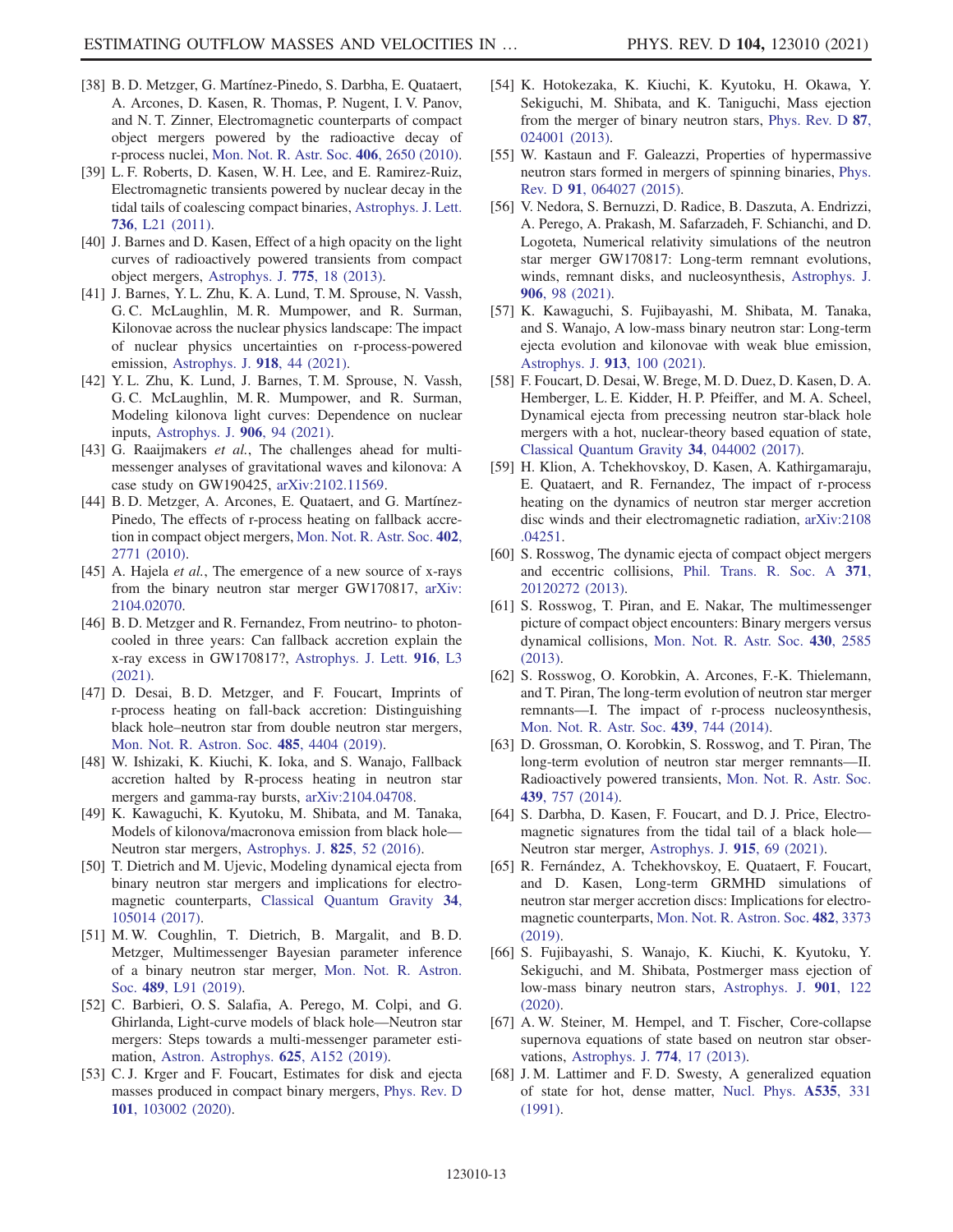[38] B. D. Metzger, G. Martínez-Pinedo, S. Darbha, E. Quataert, A. Arcones, D. Kasen, R. Thomas, P. Nugent, I. V. Panov, and N. T. Zinner, Electromagnetic counterparts of compact object mergers powered by the radioactive decay of r-process nuclei, Mon. Not. R. Astr. Soc. **406**, 2650 (2010).

[39] L. F. Roberts, D. Kasen, W. H. Lee, and E. Ramirez-Ruiz, Electromagnetic transients powered by nuclear decay in the tidal tails of coalescing compact binaries, Astrophys. J. Lett. **736**, L21 (2011).

[40] J. Barnes and D. Kasen, Effect of a high opacity on the light curves of radioactively powered transients from compact object mergers, Astrophys. J. **775**, 18 (2013).

[41] J. Barnes, Y. L. Zhu, K. A. Lund, T. M. Sprouse, N. Vassh, G. C. McLaughlin, M. R. Mumpower, and R. Surman, Kilonovae across the nuclear physics landscape: The impact of nuclear physics uncertainties on r-process-powered emission, Astrophys. J. **918**, 44 (2021).

[42] Y. L. Zhu, K. Lund, J. Barnes, T. M. Sprouse, N. Vassh, G. C. McLaughlin, M. R. Mumpower, and R. Surman, Modeling kilonova light curves: Dependence on nuclear inputs, Astrophys. J. **906**, 94 (2021).

[43] G. Raaijmakers *et al.*, The challenges ahead for multimessenger analyses of gravitational waves and kilonova: A case study on GW190425, arXiv:2102.11569.

[44] B. D. Metzger, A. Arcones, E. Quataert, and G. Martínez-Pinedo, The effects of r-process heating on fallback accretion in compact object mergers, Mon. Not. R. Astr. Soc. **402**, 2771 (2010).

[45] A. Hajela *et al.*, The emergence of a new source of x-rays from the binary neutron star merger GW170817, arXiv: 2104.02070.

[46] B. D. Metzger and R. Fernandez, From neutrino- to photon-cooled in three years: Can fallback accretion explain the x-ray excess in GW170817?, Astrophys. J. Lett. **916**, L3 (2021).

[47] D. Desai, B. D. Metzger, and F. Foucart, Imprints of r-process heating on fall-back accretion: Distinguishing black hole–neutron star from double neutron star mergers, Mon. Not. R. Astron. Soc. **485**, 4404 (2019).

[48] W. Ishizaki, K. Kiuchi, K. Ioka, and S. Wanajo, Fallback accretion halted by R-process heating in neutron star mergers and gamma-ray bursts, arXiv:2104.04708.

[49] K. Kawaguchi, K. Kyutoku, M. Shibata, and M. Tanaka, Models of kilonova/macronova emission from black hole—Neutron star mergers, Astrophys. J. **825**, 52 (2016).

[50] T. Dietrich and M. Ujevic, Modeling dynamical ejecta from binary neutron star mergers and implications for electromagnetic counterparts, Classical Quantum Gravity **34**, 105014 (2017).

[51] M. W. Coughlin, T. Dietrich, B. Margalit, and B. D. Metzger, Multimessenger Bayesian parameter inference of a binary neutron star merger, Mon. Not. R. Astron. Soc. **489**, L91 (2019).

[52] C. Barbieri, O. S. Salafia, A. Perego, M. Colpi, and G. Ghirlanda, Light-curve models of black hole—Neutron star mergers: Steps towards a multi-messenger parameter estimation, Astron. Astrophys. **625**, A152 (2019).

[53] C. J. Krger and F. Foucart, Estimates for disk and ejecta masses produced in compact binary mergers, Phys. Rev. D **101**, 103002 (2020).

[54] K. Hotokezaka, K. Kiuchi, K. Kyutoku, H. Okawa, Y. Sekiguchi, M. Shibata, and K. Taniguchi, Mass ejection from the merger of binary neutron stars, Phys. Rev. D **87**, 024001 (2013).

[55] W. Kastaun and F. Galeazzi, Properties of hypermassive neutron stars formed in mergers of spinning binaries, Phys. Rev. D **91**, 064027 (2015).

[56] V. Nedora, S. Bernuzzi, D. Radice, B. Daszuta, A. Endrizzi, A. Perego, A. Prakash, M. Safarzadeh, F. Schianchi, and D. Logoteta, Numerical relativity simulations of the neutron star merger GW170817: Long-term remnant evolutions, winds, remnant disks, and nucleosynthesis, Astrophys. J. **906**, 98 (2021).

[57] K. Kawaguchi, S. Fujibayashi, M. Shibata, M. Tanaka, and S. Wanajo, A low-mass binary neutron star: Long-term ejecta evolution and kilonovae with weak blue emission, Astrophys. J. **913**, 100 (2021).

[58] F. Foucart, D. Desai, W. Brege, M. D. Duez, D. Kasen, D. A. Hemberger, L. E. Kidder, H. P. Pfeiffer, and M. A. Scheel, Dynamical ejecta from precessing neutron star-black hole mergers with a hot, nuclear-theory based equation of state, Classical Quantum Gravity **34**, 044002 (2017).

[59] H. Klion, A. Tchekhovskoy, D. Kasen, A. Kathirgamaraju, E. Quataert, and R. Fernandez, The impact of r-process heating on the dynamics of neutron star merger accretion disc winds and their electromagnetic radiation, arXiv:2108.04251.

[60] S. Rosswog, The dynamic ejecta of compact object mergers and eccentric collisions, Phil. Trans. R. Soc. A **371**, 20120272 (2013).

[61] S. Rosswog, T. Piran, and E. Nakar, The multimessenger picture of compact object encounters: Binary mergers versus dynamical collisions, Mon. Not. R. Astr. Soc. **430**, 2585 (2013).

[62] S. Rosswog, O. Korobkin, A. Arcones, F.-K. Thielemann, and T. Piran, The long-term evolution of neutron star merger remnants—I. The impact of r-process nucleosynthesis, Mon. Not. R. Astr. Soc. **439**, 744 (2014).

[63] D. Grossman, O. Korobkin, S. Rosswog, and T. Piran, The long-term evolution of neutron star merger remnants—II. Radioactively powered transients, Mon. Not. R. Astr. Soc. **439**, 757 (2014).

[64] S. Darbha, D. Kasen, F. Foucart, and D. J. Price, Electromagnetic signatures from the tidal tail of a black hole—Neutron star merger, Astrophys. J. **915**, 69 (2021).

[65] R. Fernández, A. Tchekhovskoy, E. Quataert, F. Foucart, and D. Kasen, Long-term GRMHD simulations of neutron star merger accretion discs: Implications for electromagnetic counterparts, Mon. Not. R. Astron. Soc. **482**, 3373 (2019).

[66] S. Fujibayashi, S. Wanajo, K. Kiuchi, K. Kyutoku, Y. Sekiguchi, and M. Shibata, Postmerger mass ejection of low-mass binary neutron stars, Astrophys. J. **901**, 122 (2020).

[67] A. W. Steiner, M. Hempel, and T. Fischer, Core-collapse supernova equations of state based on neutron star observations, Astrophys. J. **774**, 17 (2013).

[68] J. M. Lattimer and F. D. Swesty, A generalized equation of state for hot, dense matter, Nucl. Phys. **A535**, 331 (1991).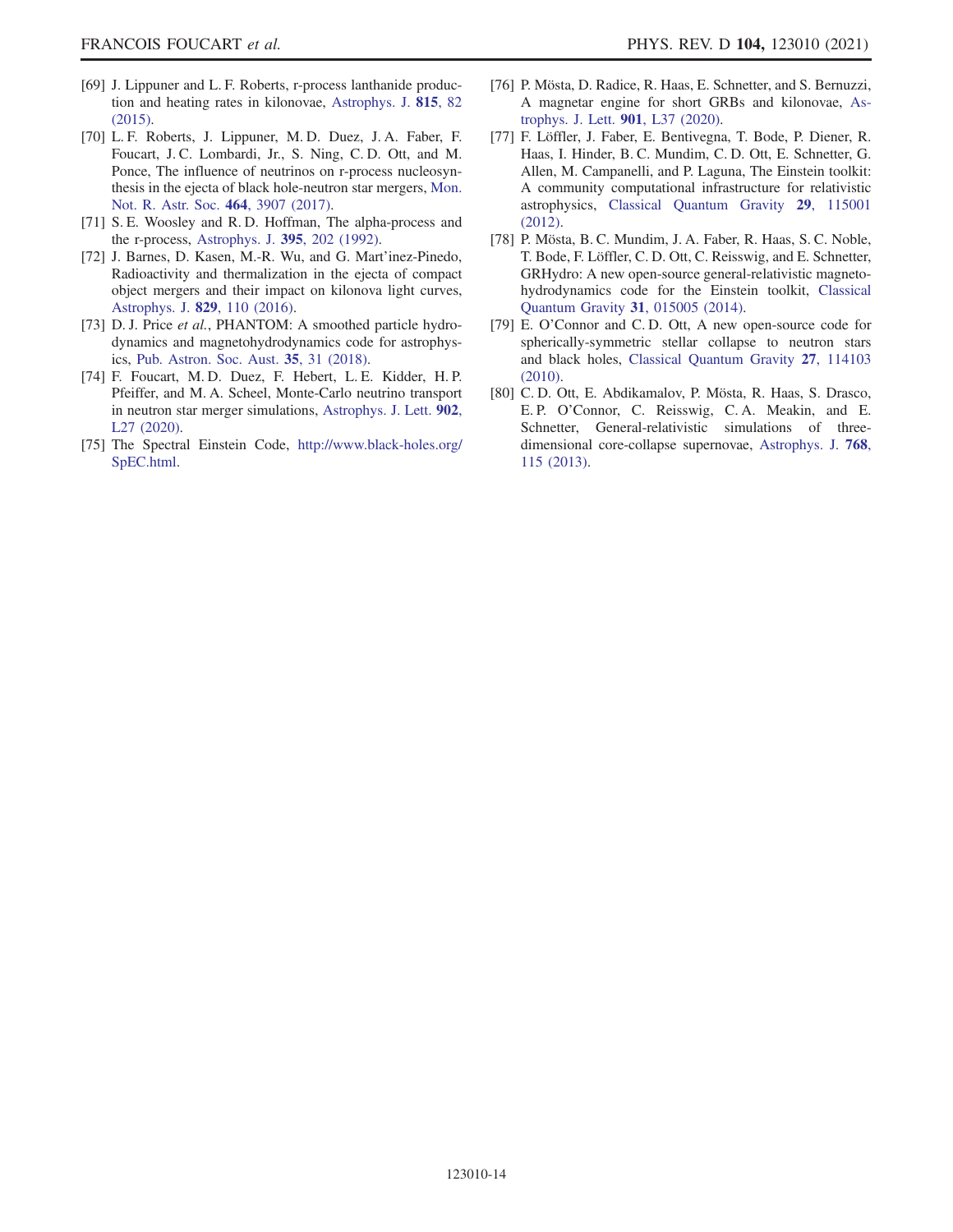[69] J. Lippuner and L. F. Roberts, r-process lanthanide production and heating rates in kilonovae, Astrophys. J. **815**, 82 (2015).

[70] L. F. Roberts, J. Lippuner, M. D. Duez, J. A. Faber, F. Foucart, J. C. Lombardi, Jr., S. Ning, C. D. Ott, and M. Ponce, The influence of neutrinos on r-process nucleosynthesis in the ejecta of black hole-neutron star mergers, Mon. Not. R. Astr. Soc. **464**, 3907 (2017).

[71] S. E. Woosley and R. D. Hoffman, The alpha-process and the r-process, Astrophys. J. **395**, 202 (1992).

[72] J. Barnes, D. Kasen, M.-R. Wu, and G. Mart'inez-Pinedo, Radioactivity and thermalization in the ejecta of compact object mergers and their impact on kilonova light curves, Astrophys. J. **829**, 110 (2016).

[73] D. J. Price *et al.*, PHANTOM: A smoothed particle hydrodynamics and magnetohydrodynamics code for astrophysics, Pub. Astron. Soc. Aust. **35**, 31 (2018).

[74] F. Foucart, M. D. Duez, F. Hebert, L. E. Kidder, H. P. Pfeiffer, and M. A. Scheel, Monte-Carlo neutrino transport in neutron star merger simulations, Astrophys. J. Lett. **902**, L27 (2020).

[75] The Spectral Einstein Code, http://www.black-holes.org/SpEC.html.

[76] P. Mösta, D. Radice, R. Haas, E. Schnetter, and S. Bernuzzi, A magnetar engine for short GRBs and kilonovae, Astrophys. J. Lett. **901**, L37 (2020).

[77] F. Löffler, J. Faber, E. Bentivegna, T. Bode, P. Diener, R. Haas, I. Hinder, B. C. Mundim, C. D. Ott, E. Schnetter, G. Allen, M. Campanelli, and P. Laguna, The Einstein toolkit: A community computational infrastructure for relativistic astrophysics, Classical Quantum Gravity **29**, 115001 (2012).

[78] P. Mösta, B. C. Mundim, J. A. Faber, R. Haas, S. C. Noble, T. Bode, F. Löffler, C. D. Ott, C. Reisswig, and E. Schnetter, GRHydro: A new open-source general-relativistic magnetohydrodynamics code for the Einstein toolkit, Classical Quantum Gravity **31**, 015005 (2014).

[79] E. O'Connor and C. D. Ott, A new open-source code for spherically-symmetric stellar collapse to neutron stars and black holes, Classical Quantum Gravity **27**, 114103 (2010).

[80] C. D. Ott, E. Abdikamalov, P. Mösta, R. Haas, S. Drasco, E. P. O'Connor, C. Reisswig, C. A. Meakin, and E. Schnetter, General-relativistic simulations of three-dimensional core-collapse supernovae, Astrophys. J. **768**, 115 (2013).